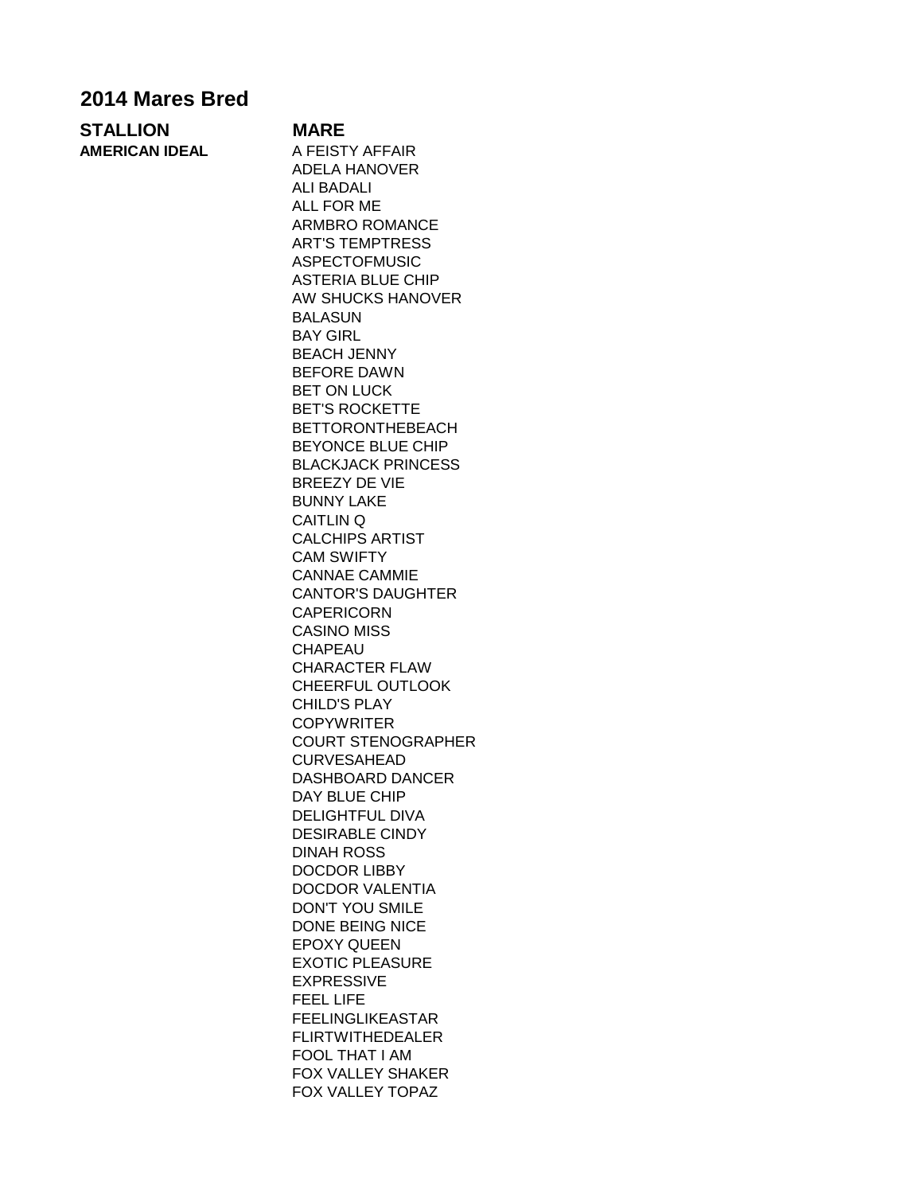## 2014 Mares Bred

| STALLION | MARE |
| --- | --- |
| AMERICAN IDEAL | A FEISTY AFFAIR |
| | ADELA HANOVER |
| | ALI BADALI |
| | ALL FOR ME |
| | ARMBRO ROMANCE |
| | ART'S TEMPTRESS |
| | ASPECTOFMUSIC |
| | ASTERIA BLUE CHIP |
| | AW SHUCKS HANOVER |
| | BALASUN |
| | BAY GIRL |
| | BEACH JENNY |
| | BEFORE DAWN |
| | BET ON LUCK |
| | BET'S ROCKETTE |
| | BETTORONTHEBEACH |
| | BEYONCE BLUE CHIP |
| | BLACKJACK PRINCESS |
| | BREEZY DE VIE |
| | BUNNY LAKE |
| | CAITLIN Q |
| | CALCHIPS ARTIST |
| | CAM SWIFTY |
| | CANNAE CAMMIE |
| | CANTOR'S DAUGHTER |
| | CAPERICORN |
| | CASINO MISS |
| | CHAPEAU |
| | CHARACTER FLAW |
| | CHEERFUL OUTLOOK |
| | CHILD'S PLAY |
| | COPYWRITER |
| | COURT STENOGRAPHER |
| | CURVESAHEAD |
| | DASHBOARD DANCER |
| | DAY BLUE CHIP |
| | DELIGHTFUL DIVA |
| | DESIRABLE CINDY |
| | DINAH ROSS |
| | DOCDOR LIBBY |
| | DOCDOR VALENTIA |
| | DON'T YOU SMILE |
| | DONE BEING NICE |
| | EPOXY QUEEN |
| | EXOTIC PLEASURE |
| | EXPRESSIVE |
| | FEEL LIFE |
| | FEELINGLIKEASTAR |
| | FLIRTWITHEDEALER |
| | FOOL THAT I AM |
| | FOX VALLEY SHAKER |
| | FOX VALLEY TOPAZ |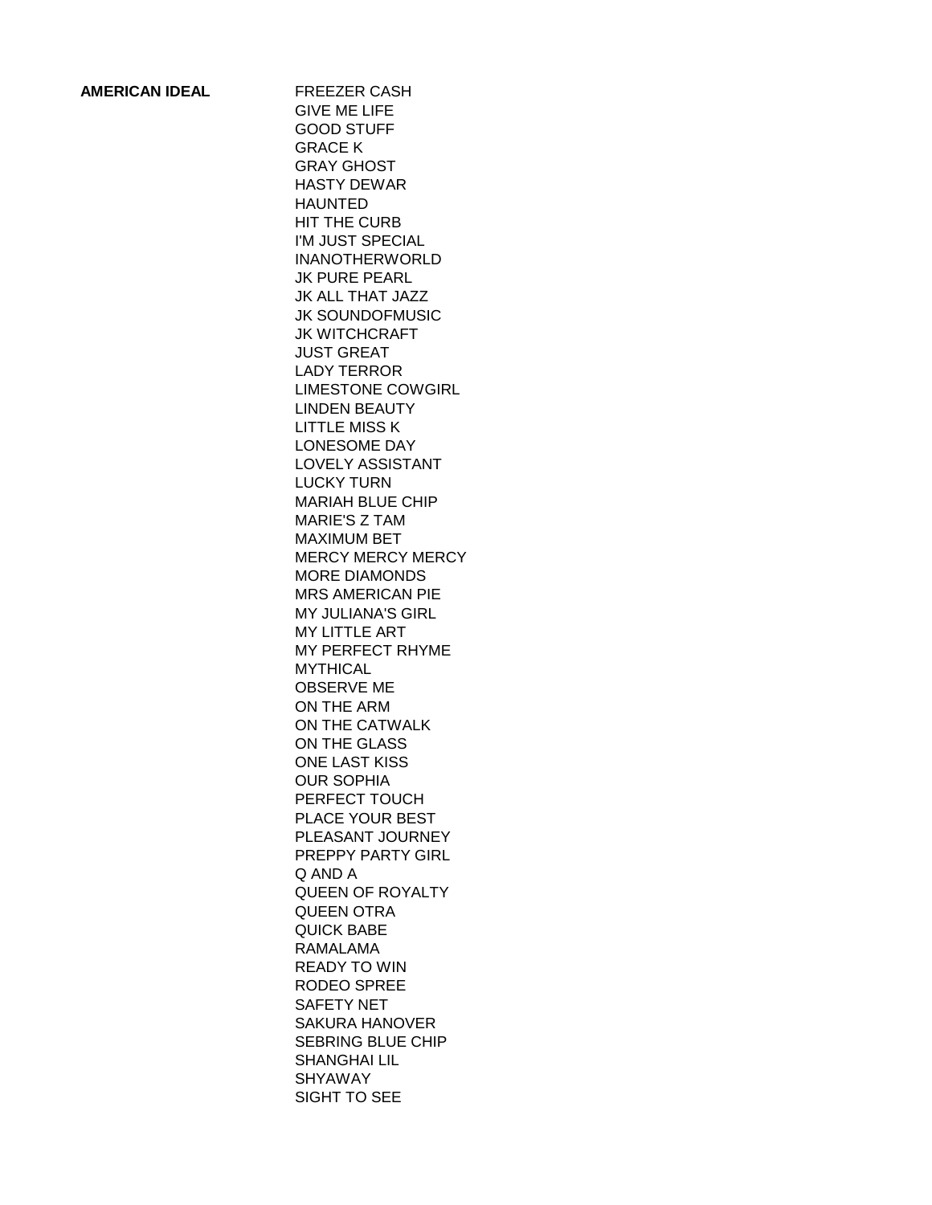| AMERICAN IDEAL | |
|---|---|
| **AMERICAN IDEAL** | FREEZER CASH |
| | GIVE ME LIFE |
| | GOOD STUFF |
| | GRACE K |
| | GRAY GHOST |
| | HASTY DEWAR |
| | HAUNTED |
| | HIT THE CURB |
| | I'M JUST SPECIAL |
| | INANOTHERWORLD |
| | JK PURE PEARL |
| | JK ALL THAT JAZZ |
| | JK SOUNDOFMUSIC |
| | JK WITCHCRAFT |
| | JUST GREAT |
| | LADY TERROR |
| | LIMESTONE COWGIRL |
| | LINDEN BEAUTY |
| | LITTLE MISS K |
| | LONESOME DAY |
| | LOVELY ASSISTANT |
| | LUCKY TURN |
| | MARIAH BLUE CHIP |
| | MARIE'S Z TAM |
| | MAXIMUM BET |
| | MERCY MERCY MERCY |
| | MORE DIAMONDS |
| | MRS AMERICAN PIE |
| | MY JULIANA'S GIRL |
| | MY LITTLE ART |
| | MY PERFECT RHYME |
| | MYTHICAL |
| | OBSERVE ME |
| | ON THE ARM |
| | ON THE CATWALK |
| | ON THE GLASS |
| | ONE LAST KISS |
| | OUR SOPHIA |
| | PERFECT TOUCH |
| | PLACE YOUR BEST |
| | PLEASANT JOURNEY |
| | PREPPY PARTY GIRL |
| | Q AND A |
| | QUEEN OF ROYALTY |
| | QUEEN OTRA |
| | QUICK BABE |
| | RAMALAMA |
| | READY TO WIN |
| | RODEO SPREE |
| | SAFETY NET |
| | SAKURA HANOVER |
| | SEBRING BLUE CHIP |
| | SHANGHAI LIL |
| | SHYAWAY |
| | SIGHT TO SEE |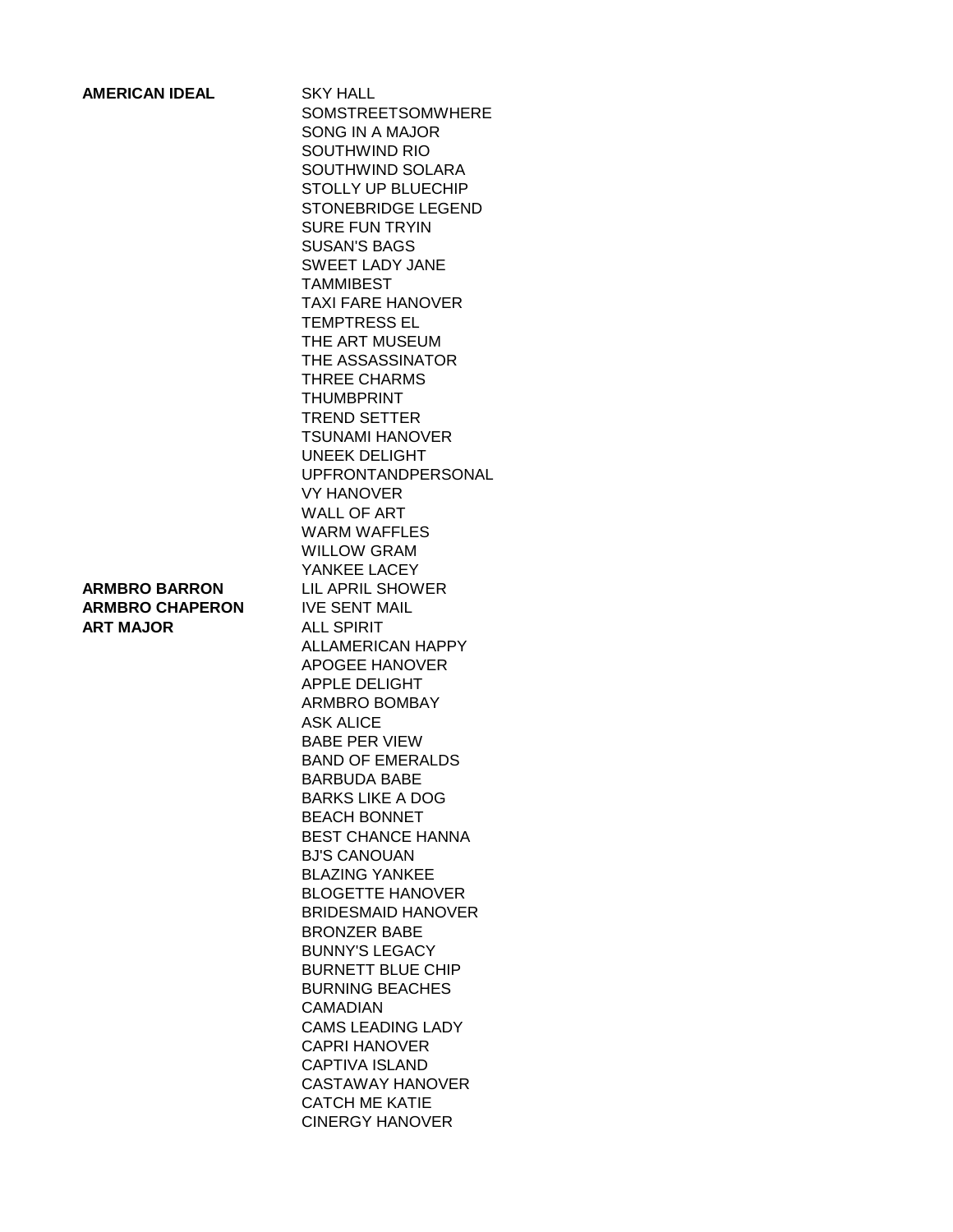| | |
|---|---|
| **AMERICAN IDEAL** | SKY HALL |
| | SOMSTREETSOMWHERE |
| | SONG IN A MAJOR |
| | SOUTHWIND RIO |
| | SOUTHWIND SOLARA |
| | STOLLY UP BLUECHIP |
| | STONEBRIDGE LEGEND |
| | SURE FUN TRYIN |
| | SUSAN'S BAGS |
| | SWEET LADY JANE |
| | TAMMIBEST |
| | TAXI FARE HANOVER |
| | TEMPTRESS EL |
| | THE ART MUSEUM |
| | THE ASSASSINATOR |
| | THREE CHARMS |
| | THUMBPRINT |
| | TREND SETTER |
| | TSUNAMI HANOVER |
| | UNEEK DELIGHT |
| | UPFRONTANDPERSONAL |
| | VY HANOVER |
| | WALL OF ART |
| | WARM WAFFLES |
| | WILLOW GRAM |
| | YANKEE LACEY |
| **ARMBRO BARRON** | LIL APRIL SHOWER |
| **ARMBRO CHAPERON** | IVE SENT MAIL |
| **ART MAJOR** | ALL SPIRIT |
| | ALLAMERICAN HAPPY |
| | APOGEE HANOVER |
| | APPLE DELIGHT |
| | ARMBRO BOMBAY |
| | ASK ALICE |
| | BABE PER VIEW |
| | BAND OF EMERALDS |
| | BARBUDA BABE |
| | BARKS LIKE A DOG |
| | BEACH BONNET |
| | BEST CHANCE HANNA |
| | BJ'S CANOUAN |
| | BLAZING YANKEE |
| | BLOGETTE HANOVER |
| | BRIDESMAID HANOVER |
| | BRONZER BABE |
| | BUNNY'S LEGACY |
| | BURNETT BLUE CHIP |
| | BURNING BEACHES |
| | CAMADIAN |
| | CAMS LEADING LADY |
| | CAPRI HANOVER |
| | CAPTIVA ISLAND |
| | CASTAWAY HANOVER |
| | CATCH ME KATIE |
| | CINERGY HANOVER |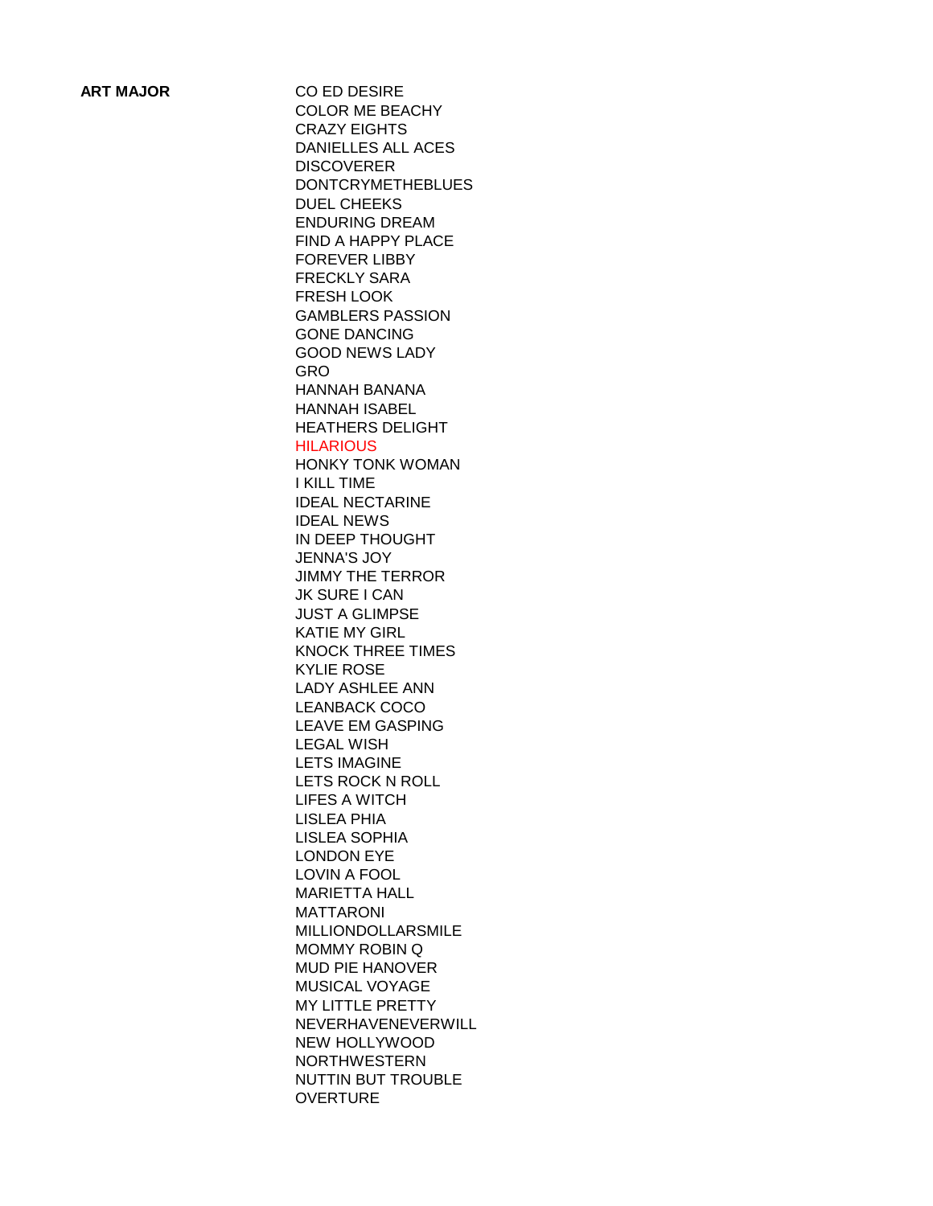**ART MAJOR**

CO ED DESIRE
COLOR ME BEACHY
CRAZY EIGHTS
DANIELLES ALL ACES
DISCOVERER
DONTCRYMETHEBLUES
DUEL CHEEKS
ENDURING DREAM
FIND A HAPPY PLACE
FOREVER LIBBY
FRECKLY SARA
FRESH LOOK
GAMBLERS PASSION
GONE DANCING
GOOD NEWS LADY
GRO
HANNAH BANANA
HANNAH ISABEL
HEATHERS DELIGHT
HILARIOUS
HONKY TONK WOMAN
I KILL TIME
IDEAL NECTARINE
IDEAL NEWS
IN DEEP THOUGHT
JENNA'S JOY
JIMMY THE TERROR
JK SURE I CAN
JUST A GLIMPSE
KATIE MY GIRL
KNOCK THREE TIMES
KYLIE ROSE
LADY ASHLEE ANN
LEANBACK COCO
LEAVE EM GASPING
LEGAL WISH
LETS IMAGINE
LETS ROCK N ROLL
LIFES A WITCH
LISLEA PHIA
LISLEA SOPHIA
LONDON EYE
LOVIN A FOOL
MARIETTA HALL
MATTARONI
MILLIONDOLLARSMILE
MOMMY ROBIN Q
MUD PIE HANOVER
MUSICAL VOYAGE
MY LITTLE PRETTY
NEVERHAVENEVERWILL
NEW HOLLYWOOD
NORTHWESTERN
NUTTIN BUT TROUBLE
OVERTURE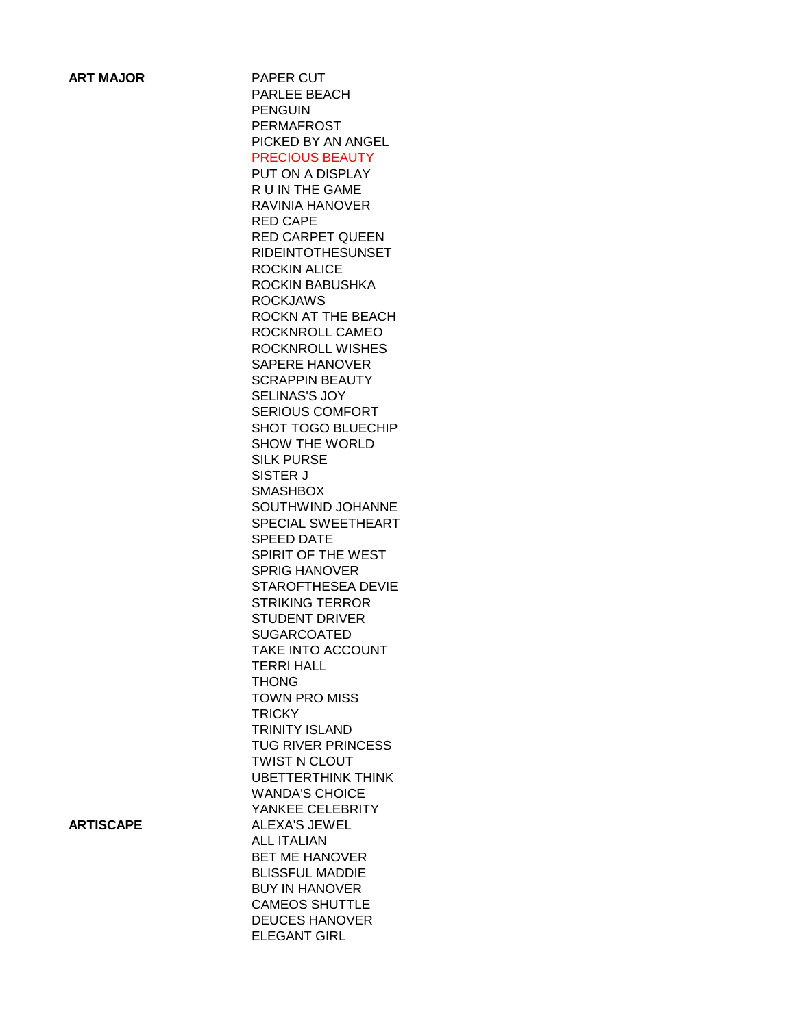| | |
|---|---|
| **ART MAJOR** | PAPER CUT |
| | PARLEE BEACH |
| | PENGUIN |
| | PERMAFROST |
| | PICKED BY AN ANGEL |
| | PRECIOUS BEAUTY |
| | PUT ON A DISPLAY |
| | R U IN THE GAME |
| | RAVINIA HANOVER |
| | RED CAPE |
| | RED CARPET QUEEN |
| | RIDEINTOTHESUNSET |
| | ROCKIN ALICE |
| | ROCKIN BABUSHKA |
| | ROCKJAWS |
| | ROCKN AT THE BEACH |
| | ROCKNROLL CAMEO |
| | ROCKNROLL WISHES |
| | SAPERE HANOVER |
| | SCRAPPIN BEAUTY |
| | SELINAS'S JOY |
| | SERIOUS COMFORT |
| | SHOT TOGO BLUECHIP |
| | SHOW THE WORLD |
| | SILK PURSE |
| | SISTER J |
| | SMASHBOX |
| | SOUTHWIND JOHANNE |
| | SPECIAL SWEETHEART |
| | SPEED DATE |
| | SPIRIT OF THE WEST |
| | SPRIG HANOVER |
| | STAROFTHESEA DEVIE |
| | STRIKING TERROR |
| | STUDENT DRIVER |
| | SUGARCOATED |
| | TAKE INTO ACCOUNT |
| | TERRI HALL |
| | THONG |
| | TOWN PRO MISS |
| | TRICKY |
| | TRINITY ISLAND |
| | TUG RIVER PRINCESS |
| | TWIST N CLOUT |
| | UBETTERTHINK THINK |
| | WANDA'S CHOICE |
| | YANKEE CELEBRITY |
| **ARTISCAPE** | ALEXA'S JEWEL |
| | ALL ITALIAN |
| | BET ME HANOVER |
| | BLISSFUL MADDIE |
| | BUY IN HANOVER |
| | CAMEOS SHUTTLE |
| | DEUCES HANOVER |
| | ELEGANT GIRL |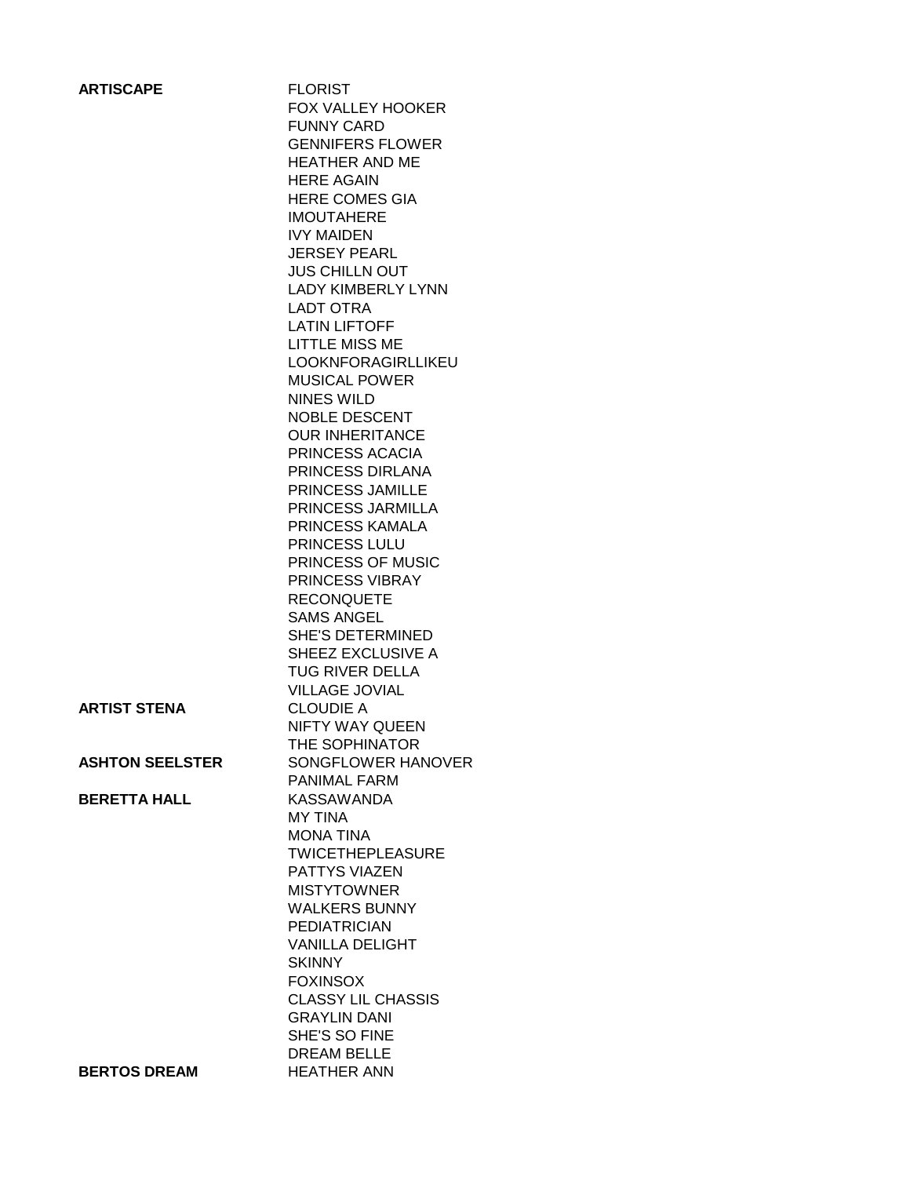| | |
|---|---|
| **ARTISCAPE** | FLORIST |
| | FOX VALLEY HOOKER |
| | FUNNY CARD |
| | GENNIFERS FLOWER |
| | HEATHER AND ME |
| | HERE AGAIN |
| | HERE COMES GIA |
| | IMOUTAHERE |
| | IVY MAIDEN |
| | JERSEY PEARL |
| | JUS CHILLN OUT |
| | LADY KIMBERLY LYNN |
| | LADT OTRA |
| | LATIN LIFTOFF |
| | LITTLE MISS ME |
| | LOOKNFORAGIRLLIKEU |
| | MUSICAL POWER |
| | NINES WILD |
| | NOBLE DESCENT |
| | OUR INHERITANCE |
| | PRINCESS ACACIA |
| | PRINCESS DIRLANA |
| | PRINCESS JAMILLE |
| | PRINCESS JARMILLA |
| | PRINCESS KAMALA |
| | PRINCESS LULU |
| | PRINCESS OF MUSIC |
| | PRINCESS VIBRAY |
| | RECONQUETE |
| | SAMS ANGEL |
| | SHE'S DETERMINED |
| | SHEEZ EXCLUSIVE A |
| | TUG RIVER DELLA |
| | VILLAGE JOVIAL |
| **ARTIST STENA** | CLOUDIE A |
| | NIFTY WAY QUEEN |
| | THE SOPHINATOR |
| **ASHTON SEELSTER** | SONGFLOWER HANOVER |
| | PANIMAL FARM |
| **BERETTA HALL** | KASSAWANDA |
| | MY TINA |
| | MONA TINA |
| | TWICETHEPLEASURE |
| | PATTYS VIAZEN |
| | MISTYTOWNER |
| | WALKERS BUNNY |
| | PEDIATRICIAN |
| | VANILLA DELIGHT |
| | SKINNY |
| | FOXINSOX |
| | CLASSY LIL CHASSIS |
| | GRAYLIN DANI |
| | SHE'S SO FINE |
| | DREAM BELLE |
| **BERTOS DREAM** | HEATHER ANN |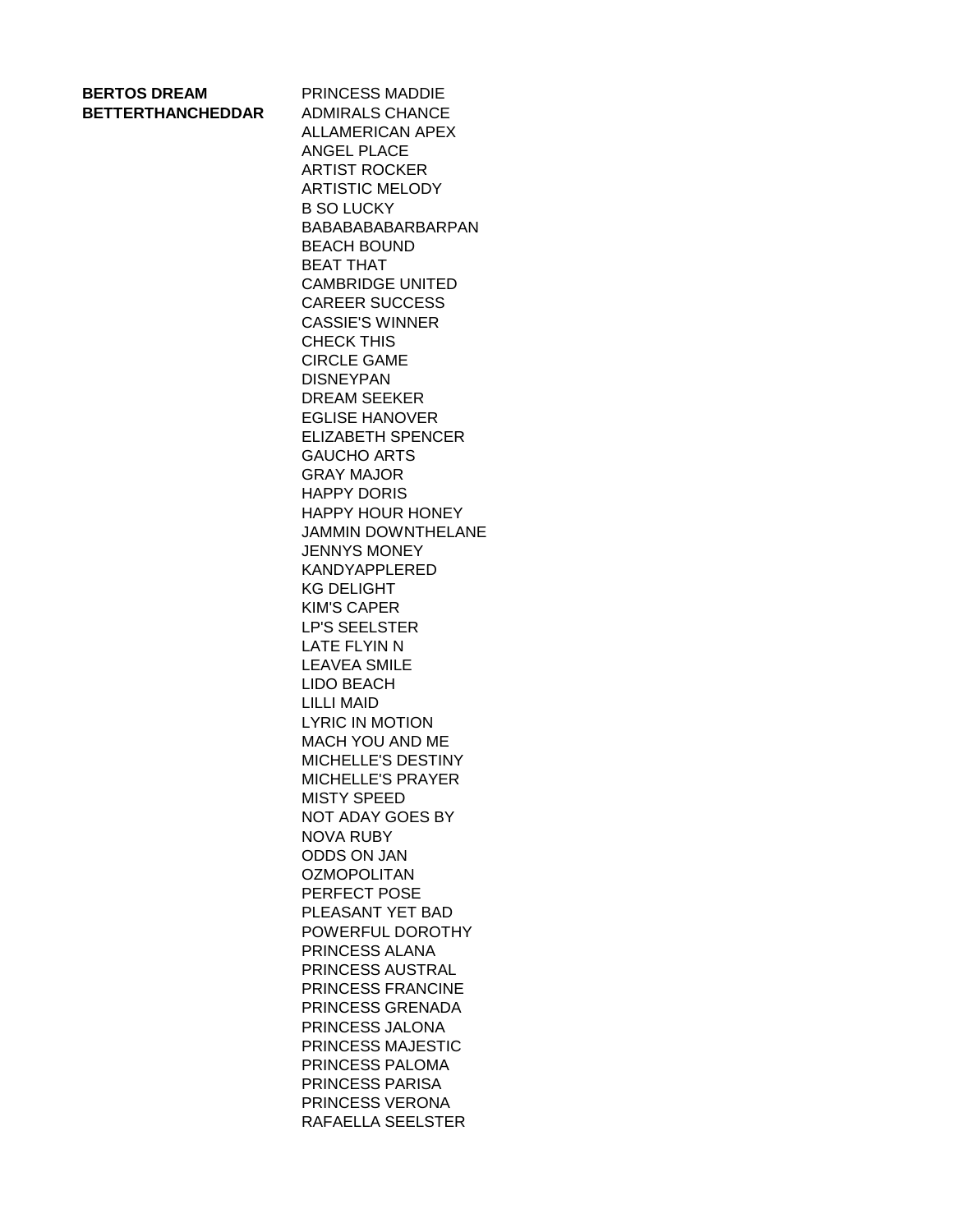| | |
|---|---|
| **BERTOS DREAM** | PRINCESS MADDIE |
| **BETTERTHANCHEDDAR** | ADMIRALS CHANCE |
| | ALLAMERICAN APEX |
| | ANGEL PLACE |
| | ARTIST ROCKER |
| | ARTISTIC MELODY |
| | B SO LUCKY |
| | BABABABABARBARPAN |
| | BEACH BOUND |
| | BEAT THAT |
| | CAMBRIDGE UNITED |
| | CAREER SUCCESS |
| | CASSIE'S WINNER |
| | CHECK THIS |
| | CIRCLE GAME |
| | DISNEYPAN |
| | DREAM SEEKER |
| | EGLISE HANOVER |
| | ELIZABETH SPENCER |
| | GAUCHO ARTS |
| | GRAY MAJOR |
| | HAPPY DORIS |
| | HAPPY HOUR HONEY |
| | JAMMIN DOWNTHELANE |
| | JENNYS MONEY |
| | KANDYAPPLERED |
| | KG DELIGHT |
| | KIM'S CAPER |
| | LP'S SEELSTER |
| | LATE FLYIN N |
| | LEAVEA SMILE |
| | LIDO BEACH |
| | LILLI MAID |
| | LYRIC IN MOTION |
| | MACH YOU AND ME |
| | MICHELLE'S DESTINY |
| | MICHELLE'S PRAYER |
| | MISTY SPEED |
| | NOT ADAY GOES BY |
| | NOVA RUBY |
| | ODDS ON JAN |
| | OZMOPOLITAN |
| | PERFECT POSE |
| | PLEASANT YET BAD |
| | POWERFUL DOROTHY |
| | PRINCESS ALANA |
| | PRINCESS AUSTRAL |
| | PRINCESS FRANCINE |
| | PRINCESS GRENADA |
| | PRINCESS JALONA |
| | PRINCESS MAJESTIC |
| | PRINCESS PALOMA |
| | PRINCESS PARISA |
| | PRINCESS VERONA |
| | RAFAELLA SEELSTER |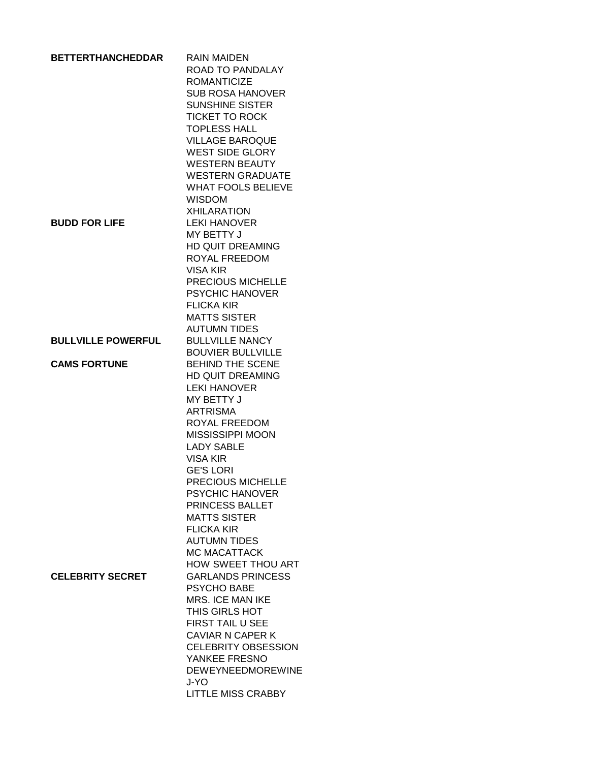| | |
|---|---|
| **BETTERTHANCHEDDAR** | RAIN MAIDEN |
| | ROAD TO PANDALAY |
| | ROMANTICIZE |
| | SUB ROSA HANOVER |
| | SUNSHINE SISTER |
| | TICKET TO ROCK |
| | TOPLESS HALL |
| | VILLAGE BAROQUE |
| | WEST SIDE GLORY |
| | WESTERN BEAUTY |
| | WESTERN GRADUATE |
| | WHAT FOOLS BELIEVE |
| | WISDOM |
| | XHILARATION |
| **BUDD FOR LIFE** | LEKI HANOVER |
| | MY BETTY J |
| | HD QUIT DREAMING |
| | ROYAL FREEDOM |
| | VISA KIR |
| | PRECIOUS MICHELLE |
| | PSYCHIC HANOVER |
| | FLICKA KIR |
| | MATTS SISTER |
| | AUTUMN TIDES |
| **BULLVILLE POWERFUL** | BULLVILLE NANCY |
| | BOUVIER BULLVILLE |
| **CAMS FORTUNE** | BEHIND THE SCENE |
| | HD QUIT DREAMING |
| | LEKI HANOVER |
| | MY BETTY J |
| | ARTRISMA |
| | ROYAL FREEDOM |
| | MISSISSIPPI MOON |
| | LADY SABLE |
| | VISA KIR |
| | GE'S LORI |
| | PRECIOUS MICHELLE |
| | PSYCHIC HANOVER |
| | PRINCESS BALLET |
| | MATTS SISTER |
| | FLICKA KIR |
| | AUTUMN TIDES |
| | MC MACATTACK |
| | HOW SWEET THOU ART |
| **CELEBRITY SECRET** | GARLANDS PRINCESS |
| | PSYCHO BABE |
| | MRS. ICE MAN IKE |
| | THIS GIRLS HOT |
| | FIRST TAIL U SEE |
| | CAVIAR N CAPER K |
| | CELEBRITY OBSESSION |
| | YANKEE FRESNO |
| | DEWEYNEEDMOREWINE |
| | J-YO |
| | LITTLE MISS CRABBY |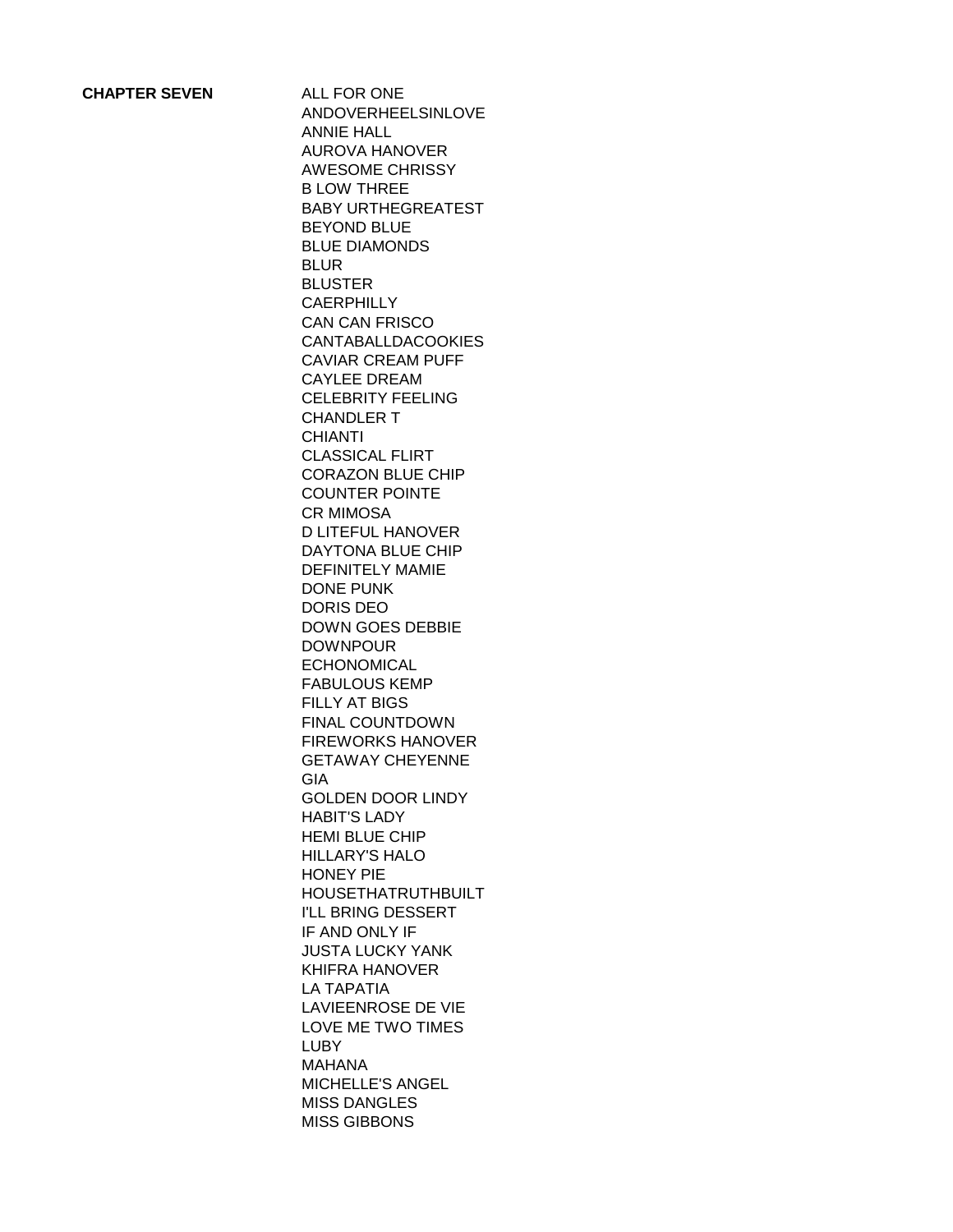**CHAPTER SEVEN**

ALL FOR ONE
ANDOVERHEELSINLOVE
ANNIE HALL
AUROVA HANOVER
AWESOME CHRISSY
B LOW THREE
BABY URTHEGREATEST
BEYOND BLUE
BLUE DIAMONDS
BLUR
BLUSTER
CAERPHILLY
CAN CAN FRISCO
CANTABALLDACOOKIES
CAVIAR CREAM PUFF
CAYLEE DREAM
CELEBRITY FEELING
CHANDLER T
CHIANTI
CLASSICAL FLIRT
CORAZON BLUE CHIP
COUNTER POINTE
CR MIMOSA
D LITEFUL HANOVER
DAYTONA BLUE CHIP
DEFINITELY MAMIE
DONE PUNK
DORIS DEO
DOWN GOES DEBBIE
DOWNPOUR
ECHONOMICAL
FABULOUS KEMP
FILLY AT BIGS
FINAL COUNTDOWN
FIREWORKS HANOVER
GETAWAY CHEYENNE
GIA
GOLDEN DOOR LINDY
HABIT'S LADY
HEMI BLUE CHIP
HILLARY'S HALO
HONEY PIE
HOUSETHATRUTHBUILT
I'LL BRING DESSERT
IF AND ONLY IF
JUSTA LUCKY YANK
KHIFRA HANOVER
LA TAPATIA
LAVIEENROSE DE VIE
LOVE ME TWO TIMES
LUBY
MAHANA
MICHELLE'S ANGEL
MISS DANGLES
MISS GIBBONS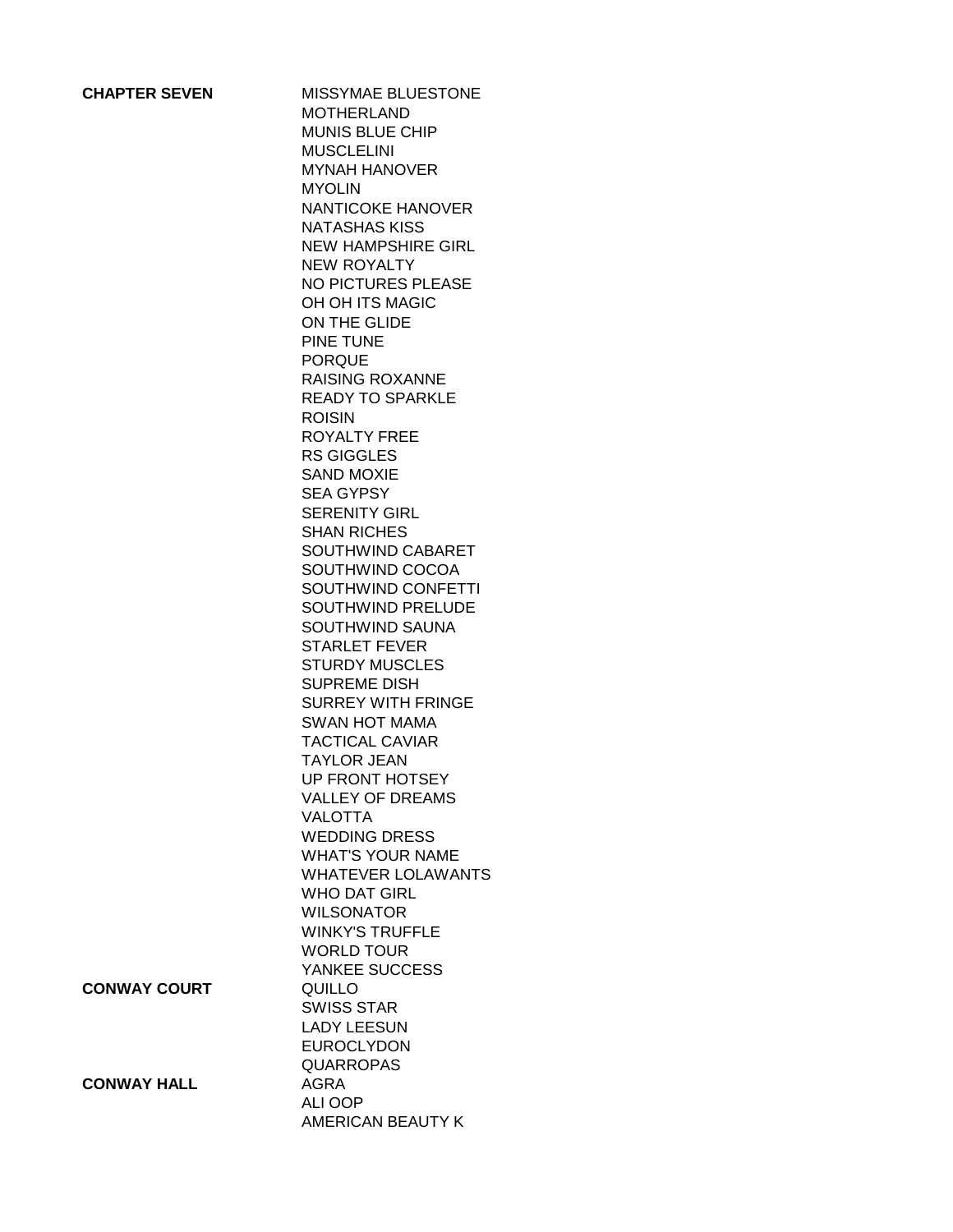| | |
|---|---|
| **CHAPTER SEVEN** | MISSYMAE BLUESTONE |
| | MOTHERLAND |
| | MUNIS BLUE CHIP |
| | MUSCLELINI |
| | MYNAH HANOVER |
| | MYOLIN |
| | NANTICOKE HANOVER |
| | NATASHAS KISS |
| | NEW HAMPSHIRE GIRL |
| | NEW ROYALTY |
| | NO PICTURES PLEASE |
| | OH OH ITS MAGIC |
| | ON THE GLIDE |
| | PINE TUNE |
| | PORQUE |
| | RAISING ROXANNE |
| | READY TO SPARKLE |
| | ROISIN |
| | ROYALTY FREE |
| | RS GIGGLES |
| | SAND MOXIE |
| | SEA GYPSY |
| | SERENITY GIRL |
| | SHAN RICHES |
| | SOUTHWIND CABARET |
| | SOUTHWIND COCOA |
| | SOUTHWIND CONFETTI |
| | SOUTHWIND PRELUDE |
| | SOUTHWIND SAUNA |
| | STARLET FEVER |
| | STURDY MUSCLES |
| | SUPREME DISH |
| | SURREY WITH FRINGE |
| | SWAN HOT MAMA |
| | TACTICAL CAVIAR |
| | TAYLOR JEAN |
| | UP FRONT HOTSEY |
| | VALLEY OF DREAMS |
| | VALOTTA |
| | WEDDING DRESS |
| | WHAT'S YOUR NAME |
| | WHATEVER LOLAWANTS |
| | WHO DAT GIRL |
| | WILSONATOR |
| | WINKY'S TRUFFLE |
| | WORLD TOUR |
| | YANKEE SUCCESS |
| **CONWAY COURT** | QUILLO |
| | SWISS STAR |
| | LADY LEESUN |
| | EUROCLYDON |
| | QUARROPAS |
| **CONWAY HALL** | AGRA |
| | ALI OOP |
| | AMERICAN BEAUTY K |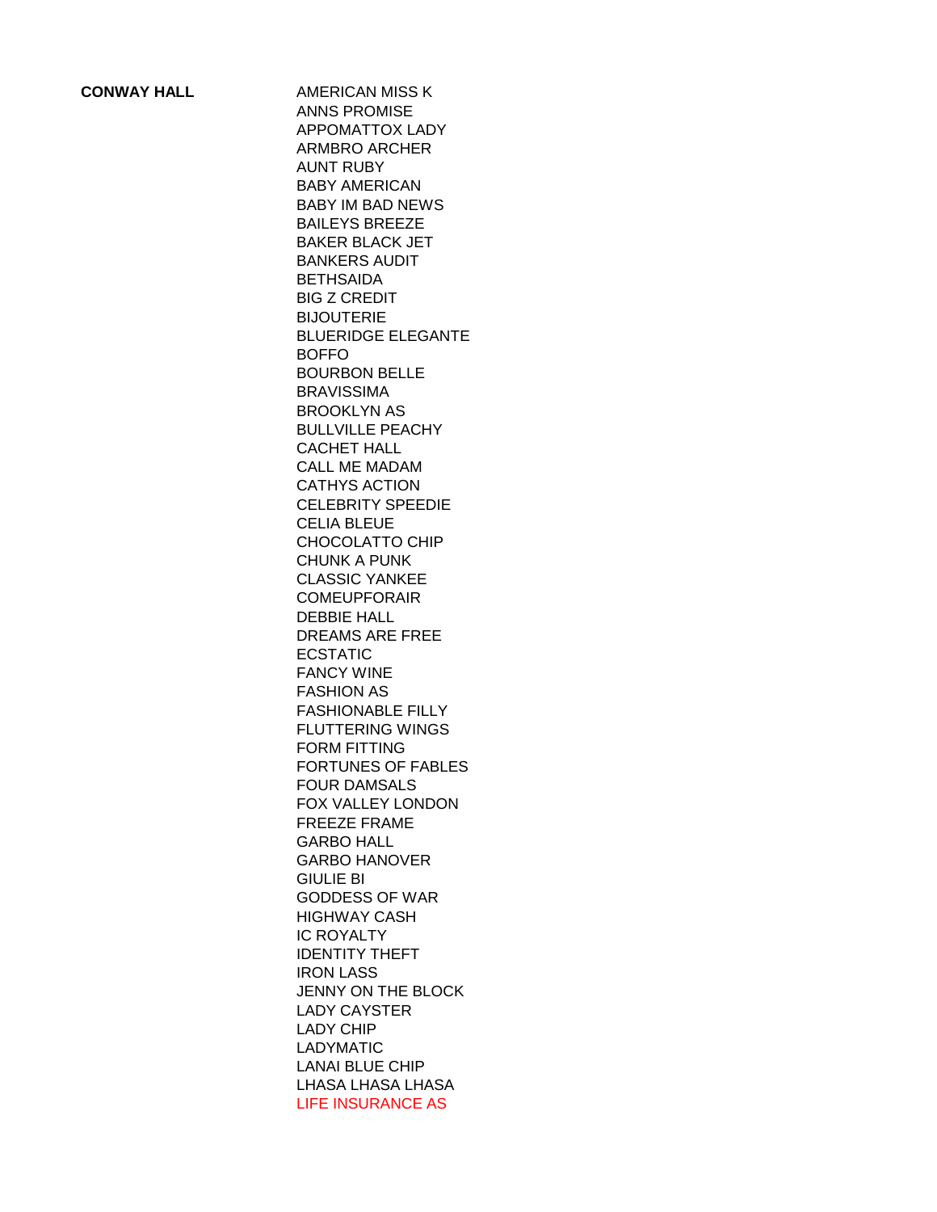**CONWAY HALL**

AMERICAN MISS K
ANNS PROMISE
APPOMATTOX LADY
ARMBRO ARCHER
AUNT RUBY
BABY AMERICAN
BABY IM BAD NEWS
BAILEYS BREEZE
BAKER BLACK JET
BANKERS AUDIT
BETHSAIDA
BIG Z CREDIT
BIJOUTERIE
BLUERIDGE ELEGANTE
BOFFO
BOURBON BELLE
BRAVISSIMA
BROOKLYN AS
BULLVILLE PEACHY
CACHET HALL
CALL ME MADAM
CATHYS ACTION
CELEBRITY SPEEDIE
CELIA BLEUE
CHOCOLATTO CHIP
CHUNK A PUNK
CLASSIC YANKEE
COMEUPFORAIR
DEBBIE HALL
DREAMS ARE FREE
ECSTATIC
FANCY WINE
FASHION AS
FASHIONABLE FILLY
FLUTTERING WINGS
FORM FITTING
FORTUNES OF FABLES
FOUR DAMSALS
FOX VALLEY LONDON
FREEZE FRAME
GARBO HALL
GARBO HANOVER
GIULIE BI
GODDESS OF WAR
HIGHWAY CASH
IC ROYALTY
IDENTITY THEFT
IRON LASS
JENNY ON THE BLOCK
LADY CAYSTER
LADY CHIP
LADYMATIC
LANAI BLUE CHIP
LHASA LHASA LHASA
LIFE INSURANCE AS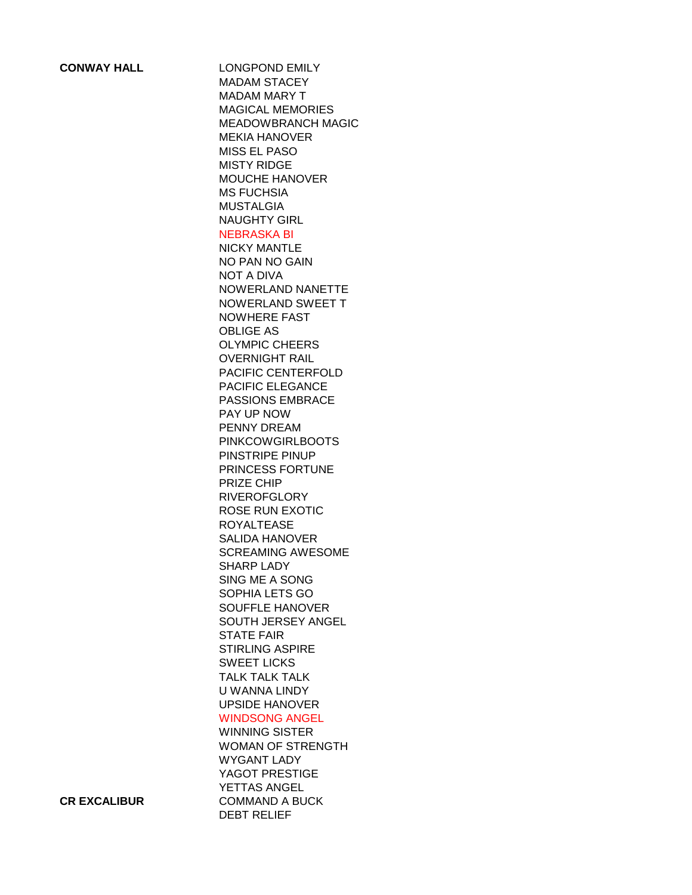| | |
|---|---|
| **CONWAY HALL** | LONGPOND EMILY |
| | MADAM STACEY |
| | MADAM MARY T |
| | MAGICAL MEMORIES |
| | MEADOWBRANCH MAGIC |
| | MEKIA HANOVER |
| | MISS EL PASO |
| | MISTY RIDGE |
| | MOUCHE HANOVER |
| | MS FUCHSIA |
| | MUSTALGIA |
| | NAUGHTY GIRL |
| | NEBRASKA BI |
| | NICKY MANTLE |
| | NO PAN NO GAIN |
| | NOT A DIVA |
| | NOWERLAND NANETTE |
| | NOWERLAND SWEET T |
| | NOWHERE FAST |
| | OBLIGE AS |
| | OLYMPIC CHEERS |
| | OVERNIGHT RAIL |
| | PACIFIC CENTERFOLD |
| | PACIFIC ELEGANCE |
| | PASSIONS EMBRACE |
| | PAY UP NOW |
| | PENNY DREAM |
| | PINKCOWGIRLBOOTS |
| | PINSTRIPE PINUP |
| | PRINCESS FORTUNE |
| | PRIZE CHIP |
| | RIVEROFGLORY |
| | ROSE RUN EXOTIC |
| | ROYALTEASE |
| | SALIDA HANOVER |
| | SCREAMING AWESOME |
| | SHARP LADY |
| | SING ME A SONG |
| | SOPHIA LETS GO |
| | SOUFFLE HANOVER |
| | SOUTH JERSEY ANGEL |
| | STATE FAIR |
| | STIRLING ASPIRE |
| | SWEET LICKS |
| | TALK TALK TALK |
| | U WANNA LINDY |
| | UPSIDE HANOVER |
| | WINDSONG ANGEL |
| | WINNING SISTER |
| | WOMAN OF STRENGTH |
| | WYGANT LADY |
| | YAGOT PRESTIGE |
| | YETTAS ANGEL |
| **CR EXCALIBUR** | COMMAND A BUCK |
| | DEBT RELIEF |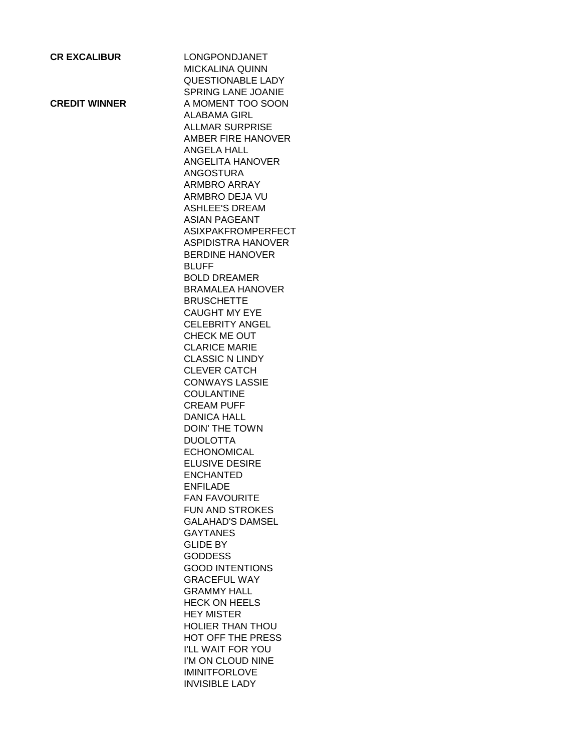| | |
|---|---|
| **CR EXCALIBUR** | LONGPONDJANET |
| | MICKALINA QUINN |
| | QUESTIONABLE LADY |
| | SPRING LANE JOANIE |
| **CREDIT WINNER** | A MOMENT TOO SOON |
| | ALABAMA GIRL |
| | ALLMAR SURPRISE |
| | AMBER FIRE HANOVER |
| | ANGELA HALL |
| | ANGELITA HANOVER |
| | ANGOSTURA |
| | ARMBRO ARRAY |
| | ARMBRO DEJA VU |
| | ASHLEE'S DREAM |
| | ASIAN PAGEANT |
| | ASIXPAKFROMPERFECT |
| | ASPIDISTRA HANOVER |
| | BERDINE HANOVER |
| | BLUFF |
| | BOLD DREAMER |
| | BRAMALEA HANOVER |
| | BRUSCHETTE |
| | CAUGHT MY EYE |
| | CELEBRITY ANGEL |
| | CHECK ME OUT |
| | CLARICE MARIE |
| | CLASSIC N LINDY |
| | CLEVER CATCH |
| | CONWAYS LASSIE |
| | COULANTINE |
| | CREAM PUFF |
| | DANICA HALL |
| | DOIN' THE TOWN |
| | DUOLOTTA |
| | ECHONOMICAL |
| | ELUSIVE DESIRE |
| | ENCHANTED |
| | ENFILADE |
| | FAN FAVOURITE |
| | FUN AND STROKES |
| | GALAHAD'S DAMSEL |
| | GAYTANES |
| | GLIDE BY |
| | GODDESS |
| | GOOD INTENTIONS |
| | GRACEFUL WAY |
| | GRAMMY HALL |
| | HECK ON HEELS |
| | HEY MISTER |
| | HOLIER THAN THOU |
| | HOT OFF THE PRESS |
| | I'LL WAIT FOR YOU |
| | I'M ON CLOUD NINE |
| | IMINITFORLOVE |
| | INVISIBLE LADY |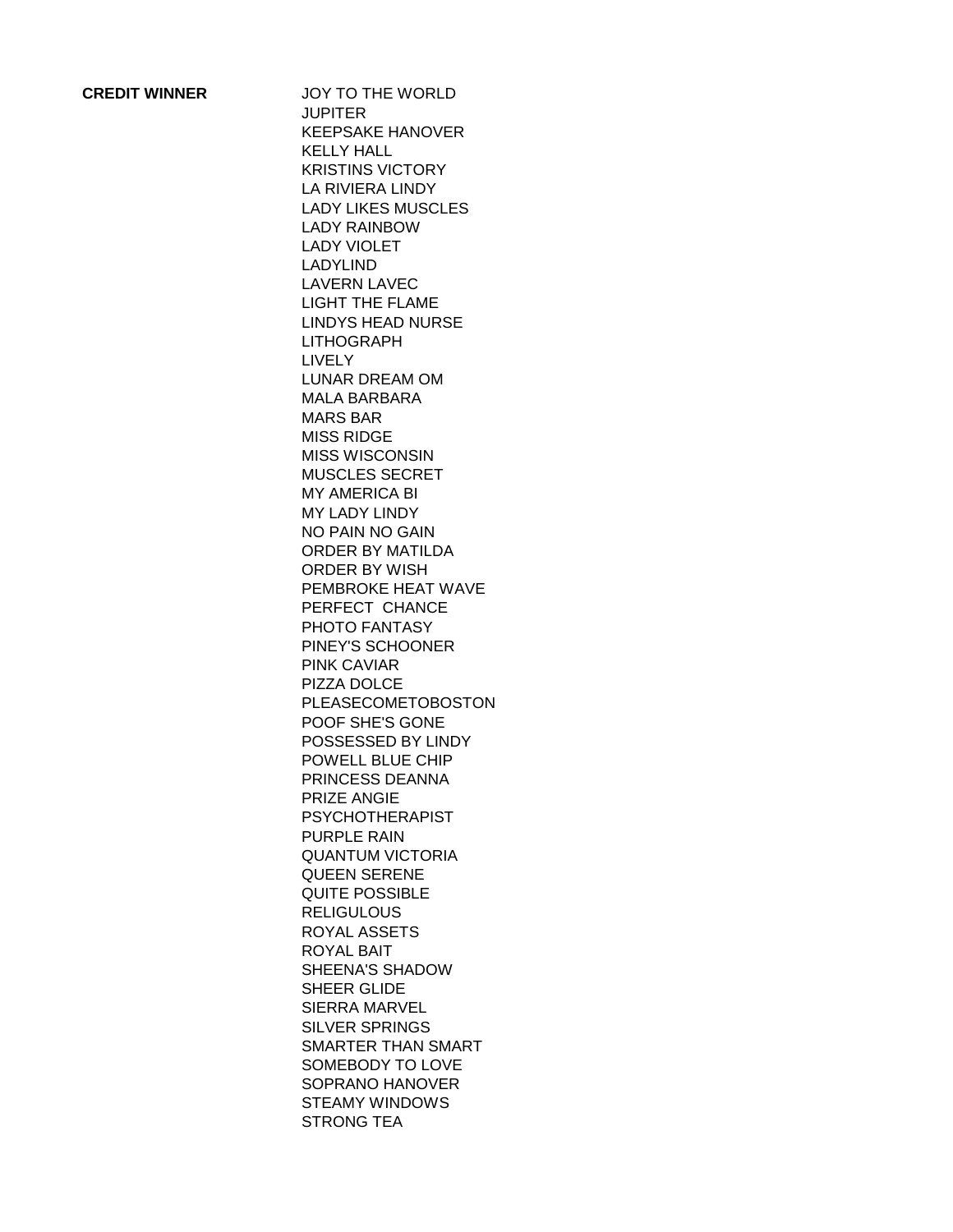**CREDIT WINNER**

JOY TO THE WORLD
JUPITER
KEEPSAKE HANOVER
KELLY HALL
KRISTINS VICTORY
LA RIVIERA LINDY
LADY LIKES MUSCLES
LADY RAINBOW
LADY VIOLET
LADYLIND
LAVERN LAVEC
LIGHT THE FLAME
LINDYS HEAD NURSE
LITHOGRAPH
LIVELY
LUNAR DREAM OM
MALA BARBARA
MARS BAR
MISS RIDGE
MISS WISCONSIN
MUSCLES SECRET
MY AMERICA BI
MY LADY LINDY
NO PAIN NO GAIN
ORDER BY MATILDA
ORDER BY WISH
PEMBROKE HEAT WAVE
PERFECT  CHANCE
PHOTO FANTASY
PINEY'S SCHOONER
PINK CAVIAR
PIZZA DOLCE
PLEASECOMETOBOSTON
POOF SHE'S GONE
POSSESSED BY LINDY
POWELL BLUE CHIP
PRINCESS DEANNA
PRIZE ANGIE
PSYCHOTHERAPIST
PURPLE RAIN
QUANTUM VICTORIA
QUEEN SERENE
QUITE POSSIBLE
RELIGULOUS
ROYAL ASSETS
ROYAL BAIT
SHEENA'S SHADOW
SHEER GLIDE
SIERRA MARVEL
SILVER SPRINGS
SMARTER THAN SMART
SOMEBODY TO LOVE
SOPRANO HANOVER
STEAMY WINDOWS
STRONG TEA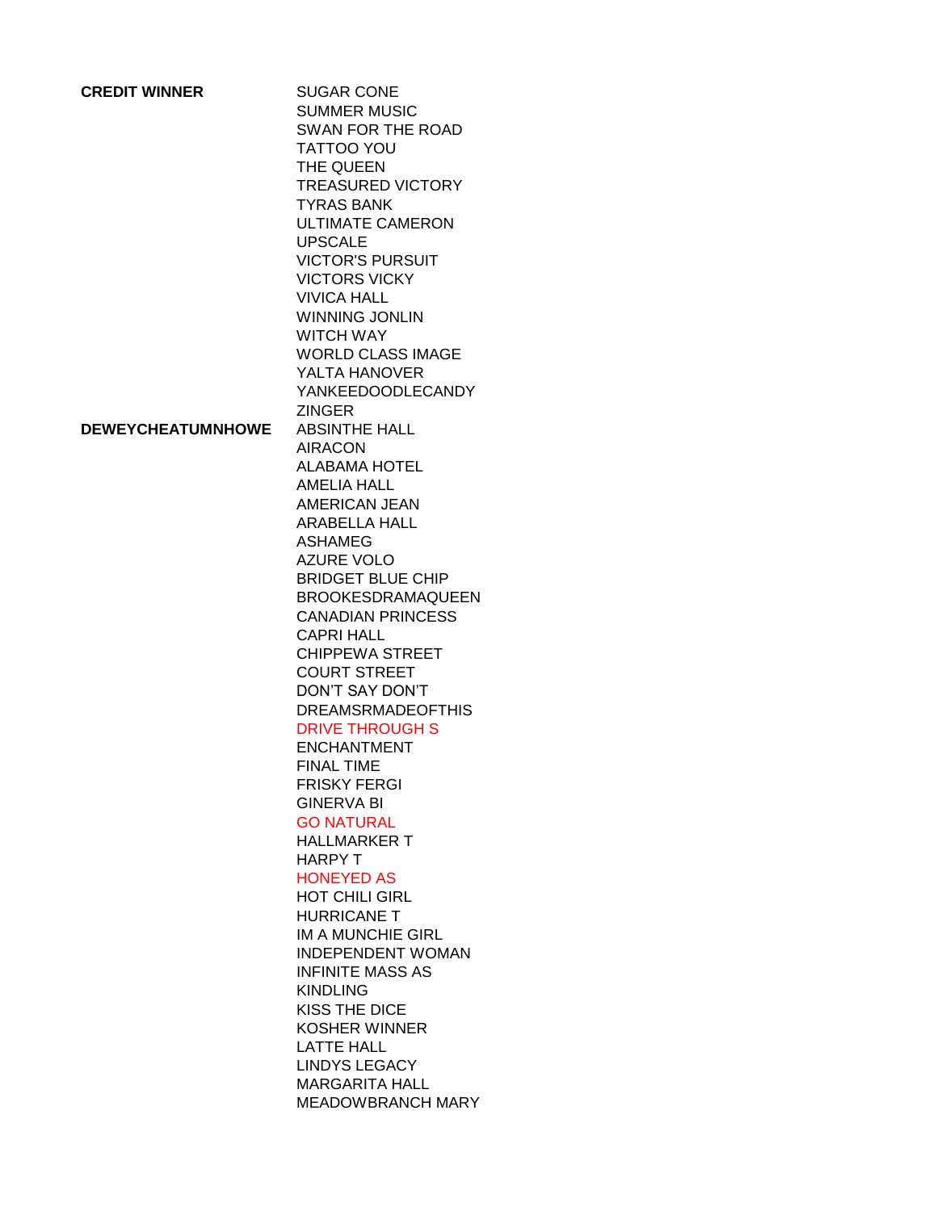| | |
|---|---|
| **CREDIT WINNER** | SUGAR CONE |
| | SUMMER MUSIC |
| | SWAN FOR THE ROAD |
| | TATTOO YOU |
| | THE QUEEN |
| | TREASURED VICTORY |
| | TYRAS BANK |
| | ULTIMATE CAMERON |
| | UPSCALE |
| | VICTOR'S PURSUIT |
| | VICTORS VICKY |
| | VIVICA HALL |
| | WINNING JONLIN |
| | WITCH WAY |
| | WORLD CLASS IMAGE |
| | YALTA HANOVER |
| | YANKEEDOODLECANDY |
| | ZINGER |
| **DEWEYCHEATUMNHOWE** | ABSINTHE HALL |
| | AIRACON |
| | ALABAMA HOTEL |
| | AMELIA HALL |
| | AMERICAN JEAN |
| | ARABELLA HALL |
| | ASHAMEG |
| | AZURE VOLO |
| | BRIDGET BLUE CHIP |
| | BROOKESDRAMAQUEEN |
| | CANADIAN PRINCESS |
| | CAPRI HALL |
| | CHIPPEWA STREET |
| | COURT STREET |
| | DON'T SAY DON'T |
| | DREAMSRMADEOFTHIS |
| | DRIVE THROUGH S |
| | ENCHANTMENT |
| | FINAL TIME |
| | FRISKY FERGI |
| | GINERVA BI |
| | GO NATURAL |
| | HALLMARKER T |
| | HARPY T |
| | HONEYED AS |
| | HOT CHILI GIRL |
| | HURRICANE T |
| | IM A MUNCHIE GIRL |
| | INDEPENDENT WOMAN |
| | INFINITE MASS AS |
| | KINDLING |
| | KISS THE DICE |
| | KOSHER WINNER |
| | LATTE HALL |
| | LINDYS LEGACY |
| | MARGARITA HALL |
| | MEADOWBRANCH MARY |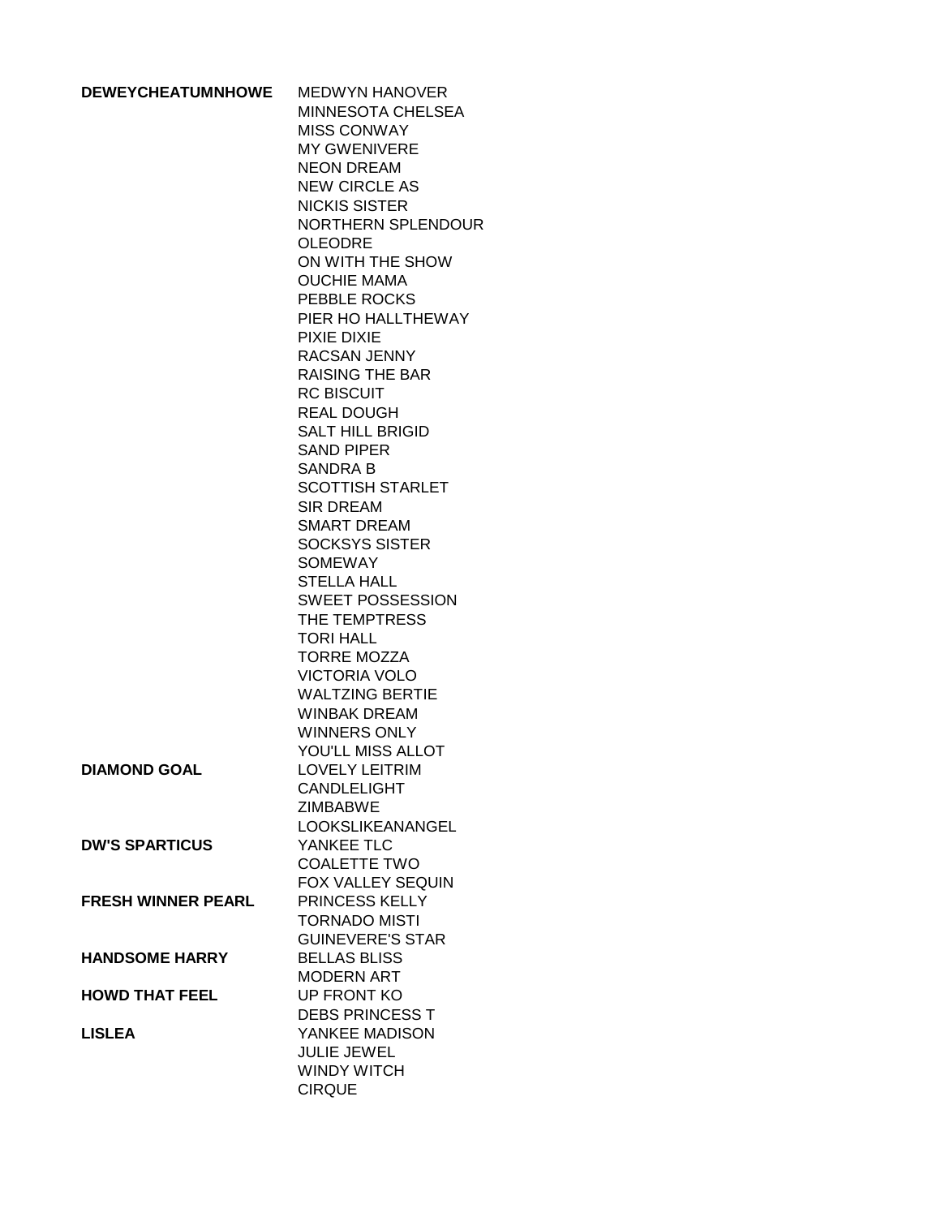| | |
|---|---|
| **DEWEYCHEATUMNHOWE** | MEDWYN HANOVER |
| | MINNESOTA CHELSEA |
| | MISS CONWAY |
| | MY GWENIVERE |
| | NEON DREAM |
| | NEW CIRCLE AS |
| | NICKIS SISTER |
| | NORTHERN SPLENDOUR |
| | OLEODRE |
| | ON WITH THE SHOW |
| | OUCHIE MAMA |
| | PEBBLE ROCKS |
| | PIER HO HALLTHEWAY |
| | PIXIE DIXIE |
| | RACSAN JENNY |
| | RAISING THE BAR |
| | RC BISCUIT |
| | REAL DOUGH |
| | SALT HILL BRIGID |
| | SAND PIPER |
| | SANDRA B |
| | SCOTTISH STARLET |
| | SIR DREAM |
| | SMART DREAM |
| | SOCKSYS SISTER |
| | SOMEWAY |
| | STELLA HALL |
| | SWEET POSSESSION |
| | THE TEMPTRESS |
| | TORI HALL |
| | TORRE MOZZA |
| | VICTORIA VOLO |
| | WALTZING BERTIE |
| | WINBAK DREAM |
| | WINNERS ONLY |
| | YOU'LL MISS ALLOT |
| **DIAMOND GOAL** | LOVELY LEITRIM |
| | CANDLELIGHT |
| | ZIMBABWE |
| | LOOKSLIKEANANGEL |
| **DW'S SPARTICUS** | YANKEE TLC |
| | COALETTE TWO |
| | FOX VALLEY SEQUIN |
| **FRESH WINNER PEARL** | PRINCESS KELLY |
| | TORNADO MISTI |
| | GUINEVERE'S STAR |
| **HANDSOME HARRY** | BELLAS BLISS |
| | MODERN ART |
| **HOWD THAT FEEL** | UP FRONT KO |
| | DEBS PRINCESS T |
| **LISLEA** | YANKEE MADISON |
| | JULIE JEWEL |
| | WINDY WITCH |
| | CIRQUE |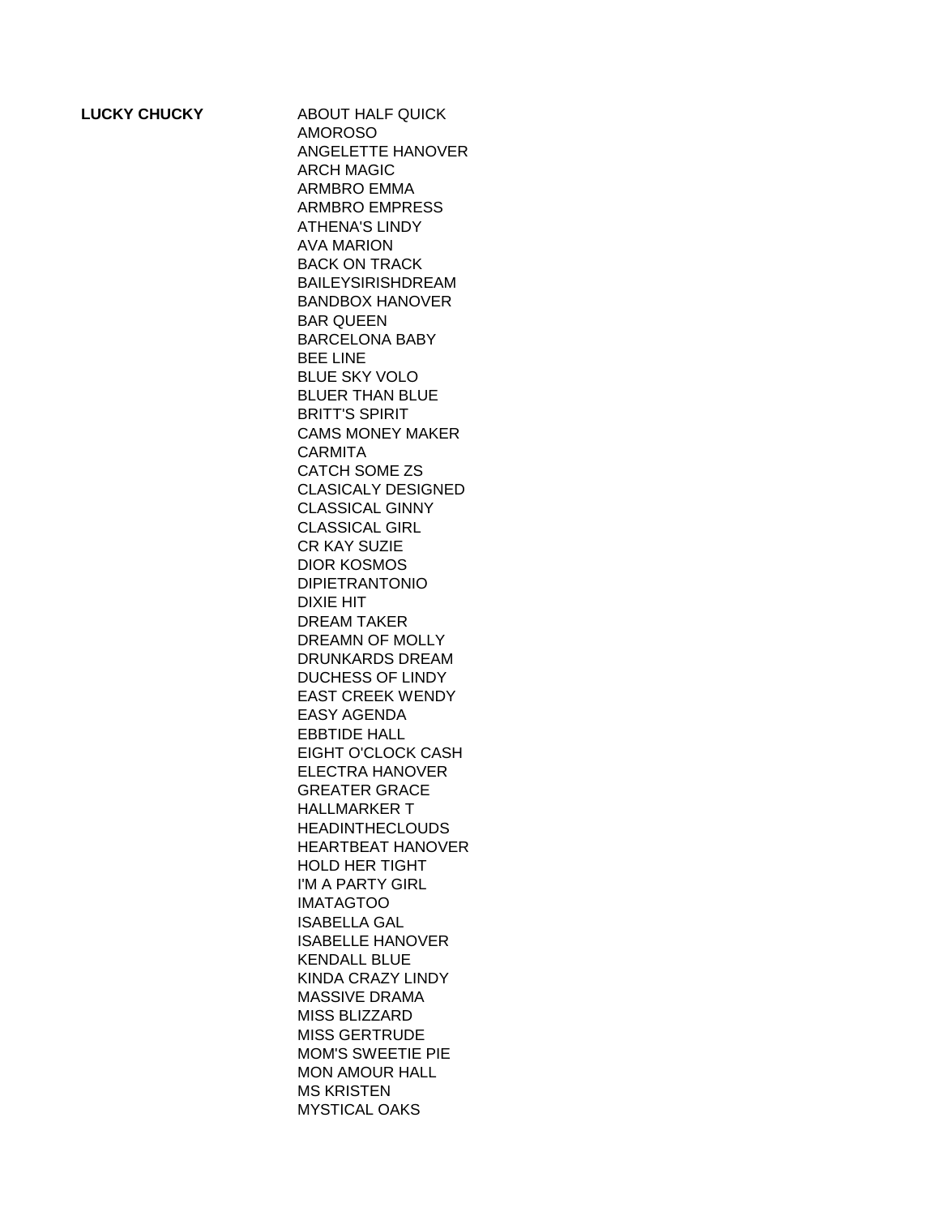| **LUCKY CHUCKY** | ABOUT HALF QUICK |
| --- | --- |
| | AMOROSO |
| | ANGELETTE HANOVER |
| | ARCH MAGIC |
| | ARMBRO EMMA |
| | ARMBRO EMPRESS |
| | ATHENA'S LINDY |
| | AVA MARION |
| | BACK ON TRACK |
| | BAILEYSIRISHDREAM |
| | BANDBOX HANOVER |
| | BAR QUEEN |
| | BARCELONA BABY |
| | BEE LINE |
| | BLUE SKY VOLO |
| | BLUER THAN BLUE |
| | BRITT'S SPIRIT |
| | CAMS MONEY MAKER |
| | CARMITA |
| | CATCH SOME ZS |
| | CLASICALY DESIGNED |
| | CLASSICAL GINNY |
| | CLASSICAL GIRL |
| | CR KAY SUZIE |
| | DIOR KOSMOS |
| | DIPIETRANTONIO |
| | DIXIE HIT |
| | DREAM TAKER |
| | DREAMN OF MOLLY |
| | DRUNKARDS DREAM |
| | DUCHESS OF LINDY |
| | EAST CREEK WENDY |
| | EASY AGENDA |
| | EBBTIDE HALL |
| | EIGHT O'CLOCK CASH |
| | ELECTRA HANOVER |
| | GREATER GRACE |
| | HALLMARKER T |
| | HEADINTHECLOUDS |
| | HEARTBEAT HANOVER |
| | HOLD HER TIGHT |
| | I'M A PARTY GIRL |
| | IMATAGTOO |
| | ISABELLA GAL |
| | ISABELLE HANOVER |
| | KENDALL BLUE |
| | KINDA CRAZY LINDY |
| | MASSIVE DRAMA |
| | MISS BLIZZARD |
| | MISS GERTRUDE |
| | MOM'S SWEETIE PIE |
| | MON AMOUR HALL |
| | MS KRISTEN |
| | MYSTICAL OAKS |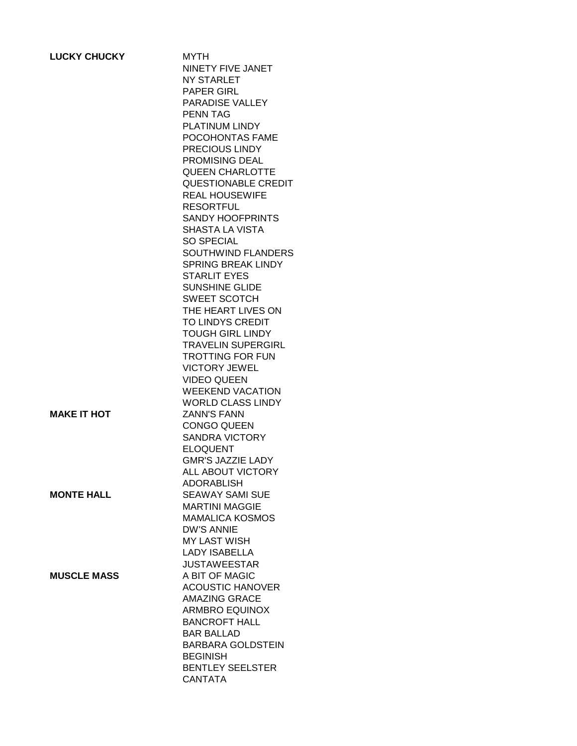| | |
|---|---|
| **LUCKY CHUCKY** | MYTH |
| | NINETY FIVE JANET |
| | NY STARLET |
| | PAPER GIRL |
| | PARADISE VALLEY |
| | PENN TAG |
| | PLATINUM LINDY |
| | POCOHONTAS FAME |
| | PRECIOUS LINDY |
| | PROMISING DEAL |
| | QUEEN CHARLOTTE |
| | QUESTIONABLE CREDIT |
| | REAL HOUSEWIFE |
| | RESORTFUL |
| | SANDY HOOFPRINTS |
| | SHASTA LA VISTA |
| | SO SPECIAL |
| | SOUTHWIND FLANDERS |
| | SPRING BREAK LINDY |
| | STARLIT EYES |
| | SUNSHINE GLIDE |
| | SWEET SCOTCH |
| | THE HEART LIVES ON |
| | TO LINDYS CREDIT |
| | TOUGH GIRL LINDY |
| | TRAVELIN SUPERGIRL |
| | TROTTING FOR FUN |
| | VICTORY JEWEL |
| | VIDEO QUEEN |
| | WEEKEND VACATION |
| | WORLD CLASS LINDY |
| **MAKE IT HOT** | ZANN'S FANN |
| | CONGO QUEEN |
| | SANDRA VICTORY |
| | ELOQUENT |
| | GMR'S JAZZIE LADY |
| | ALL ABOUT VICTORY |
| | ADORABLISH |
| **MONTE HALL** | SEAWAY SAMI SUE |
| | MARTINI MAGGIE |
| | MAMALICA KOSMOS |
| | DW'S ANNIE |
| | MY LAST WISH |
| | LADY ISABELLA |
| | JUSTAWEESTAR |
| **MUSCLE MASS** | A BIT OF MAGIC |
| | ACOUSTIC HANOVER |
| | AMAZING GRACE |
| | ARMBRO EQUINOX |
| | BANCROFT HALL |
| | BAR BALLAD |
| | BARBARA GOLDSTEIN |
| | BEGINISH |
| | BENTLEY SEELSTER |
| | CANTATA |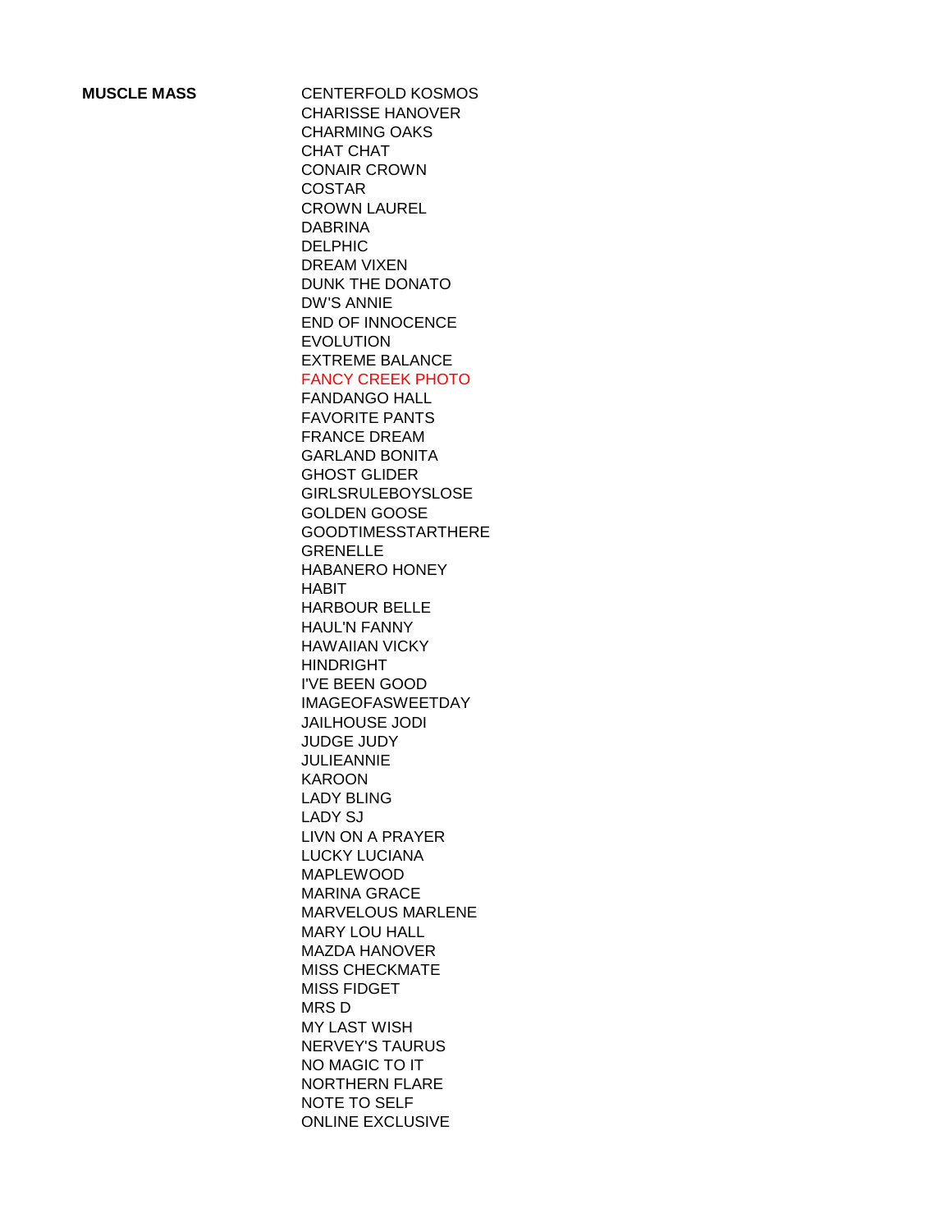**MUSCLE MASS**

CENTERFOLD KOSMOS
CHARISSE HANOVER
CHARMING OAKS
CHAT CHAT
CONAIR CROWN
COSTAR
CROWN LAUREL
DABRINA
DELPHIC
DREAM VIXEN
DUNK THE DONATO
DW'S ANNIE
END OF INNOCENCE
EVOLUTION
EXTREME BALANCE
FANCY CREEK PHOTO
FANDANGO HALL
FAVORITE PANTS
FRANCE DREAM
GARLAND BONITA
GHOST GLIDER
GIRLSRULEBOYSLOSE
GOLDEN GOOSE
GOODTIMESSTARTHERE
GRENELLE
HABANERO HONEY
HABIT
HARBOUR BELLE
HAUL'N FANNY
HAWAIIAN VICKY
HINDRIGHT
I'VE BEEN GOOD
IMAGEOFASWEETDAY
JAILHOUSE JODI
JUDGE JUDY
JULIEANNIE
KAROON
LADY BLING
LADY SJ
LIVN ON A PRAYER
LUCKY LUCIANA
MAPLEWOOD
MARINA GRACE
MARVELOUS MARLENE
MARY LOU HALL
MAZDA HANOVER
MISS CHECKMATE
MISS FIDGET
MRS D
MY LAST WISH
NERVEY'S TAURUS
NO MAGIC TO IT
NORTHERN FLARE
NOTE TO SELF
ONLINE EXCLUSIVE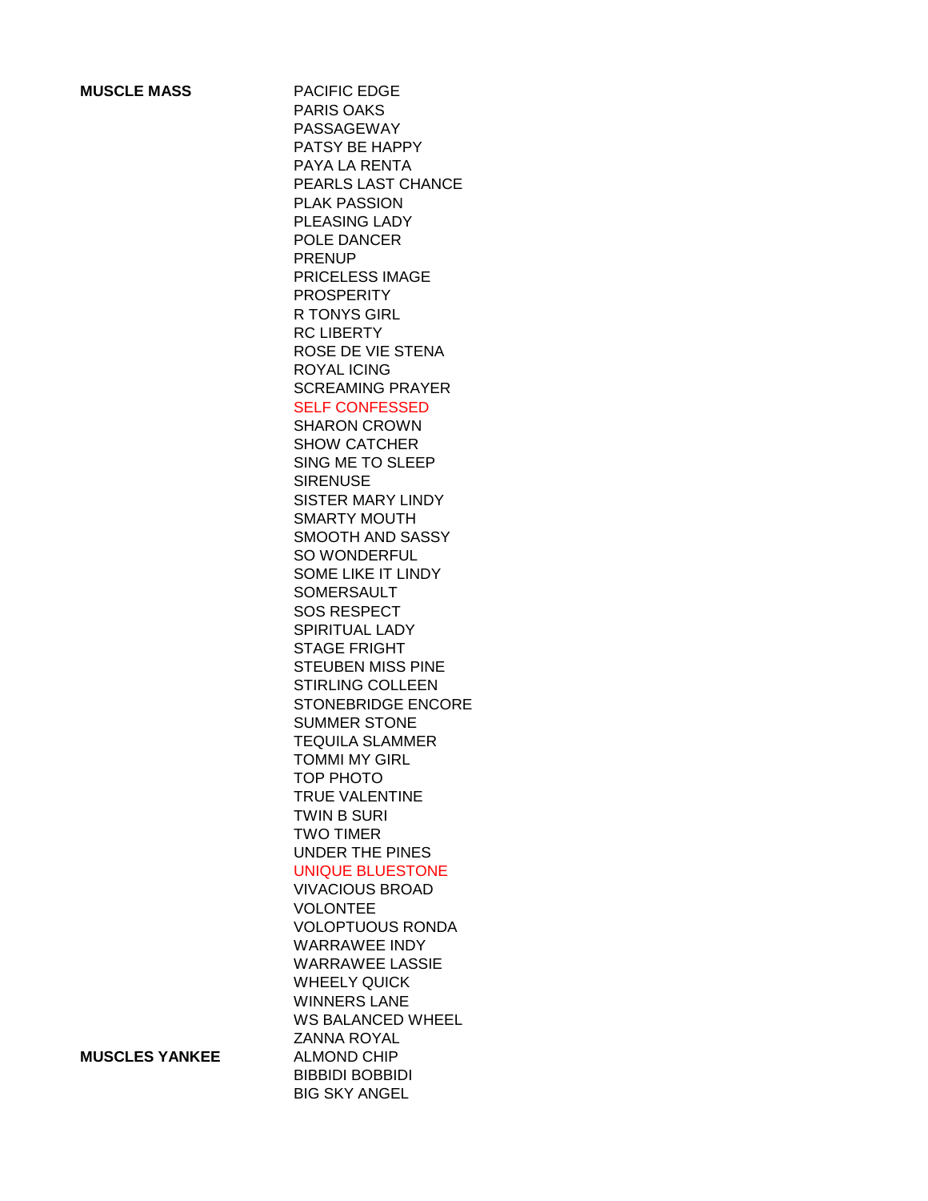| | |
|---|---|
| **MUSCLE MASS** | PACIFIC EDGE |
| | PARIS OAKS |
| | PASSAGEWAY |
| | PATSY BE HAPPY |
| | PAYA LA RENTA |
| | PEARLS LAST CHANCE |
| | PLAK PASSION |
| | PLEASING LADY |
| | POLE DANCER |
| | PRENUP |
| | PRICELESS IMAGE |
| | PROSPERITY |
| | R TONYS GIRL |
| | RC LIBERTY |
| | ROSE DE VIE STENA |
| | ROYAL ICING |
| | SCREAMING PRAYER |
| | SELF CONFESSED |
| | SHARON CROWN |
| | SHOW CATCHER |
| | SING ME TO SLEEP |
| | SIRENUSE |
| | SISTER MARY LINDY |
| | SMARTY MOUTH |
| | SMOOTH AND SASSY |
| | SO WONDERFUL |
| | SOME LIKE IT LINDY |
| | SOMERSAULT |
| | SOS RESPECT |
| | SPIRITUAL LADY |
| | STAGE FRIGHT |
| | STEUBEN MISS PINE |
| | STIRLING COLLEEN |
| | STONEBRIDGE ENCORE |
| | SUMMER STONE |
| | TEQUILA SLAMMER |
| | TOMMI MY GIRL |
| | TOP PHOTO |
| | TRUE VALENTINE |
| | TWIN B SURI |
| | TWO TIMER |
| | UNDER THE PINES |
| | UNIQUE BLUESTONE |
| | VIVACIOUS BROAD |
| | VOLONTEE |
| | VOLOPTUOUS RONDA |
| | WARRAWEE INDY |
| | WARRAWEE LASSIE |
| | WHEELY QUICK |
| | WINNERS LANE |
| | WS BALANCED WHEEL |
| | ZANNA ROYAL |
| **MUSCLES YANKEE** | ALMOND CHIP |
| | BIBBIDI BOBBIDI |
| | BIG SKY ANGEL |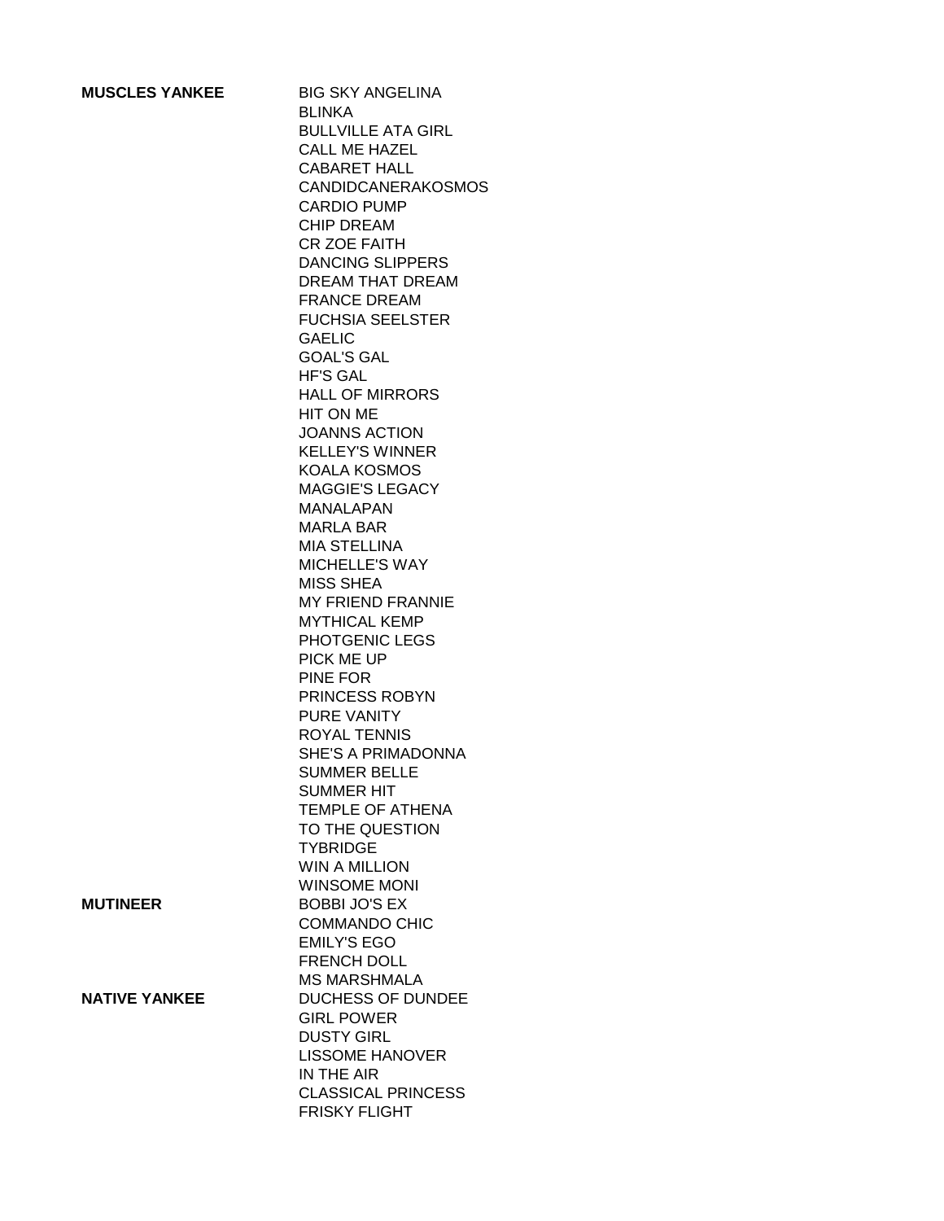| | |
|---|---|
| **MUSCLES YANKEE** | BIG SKY ANGELINA |
| | BLINKA |
| | BULLVILLE ATA GIRL |
| | CALL ME HAZEL |
| | CABARET HALL |
| | CANDIDCANERAKOSMOS |
| | CARDIO PUMP |
| | CHIP DREAM |
| | CR ZOE FAITH |
| | DANCING SLIPPERS |
| | DREAM THAT DREAM |
| | FRANCE DREAM |
| | FUCHSIA SEELSTER |
| | GAELIC |
| | GOAL'S GAL |
| | HF'S GAL |
| | HALL OF MIRRORS |
| | HIT ON ME |
| | JOANNS ACTION |
| | KELLEY'S WINNER |
| | KOALA KOSMOS |
| | MAGGIE'S LEGACY |
| | MANALAPAN |
| | MARLA BAR |
| | MIA STELLINA |
| | MICHELLE'S WAY |
| | MISS SHEA |
| | MY FRIEND FRANNIE |
| | MYTHICAL KEMP |
| | PHOTGENIC LEGS |
| | PICK ME UP |
| | PINE FOR |
| | PRINCESS ROBYN |
| | PURE VANITY |
| | ROYAL TENNIS |
| | SHE'S A PRIMADONNA |
| | SUMMER BELLE |
| | SUMMER HIT |
| | TEMPLE OF ATHENA |
| | TO THE QUESTION |
| | TYBRIDGE |
| | WIN A MILLION |
| | WINSOME MONI |
| **MUTINEER** | BOBBI JO'S EX |
| | COMMANDO CHIC |
| | EMILY'S EGO |
| | FRENCH DOLL |
| | MS MARSHMALA |
| **NATIVE YANKEE** | DUCHESS OF DUNDEE |
| | GIRL POWER |
| | DUSTY GIRL |
| | LISSOME HANOVER |
| | IN THE AIR |
| | CLASSICAL PRINCESS |
| | FRISKY FLIGHT |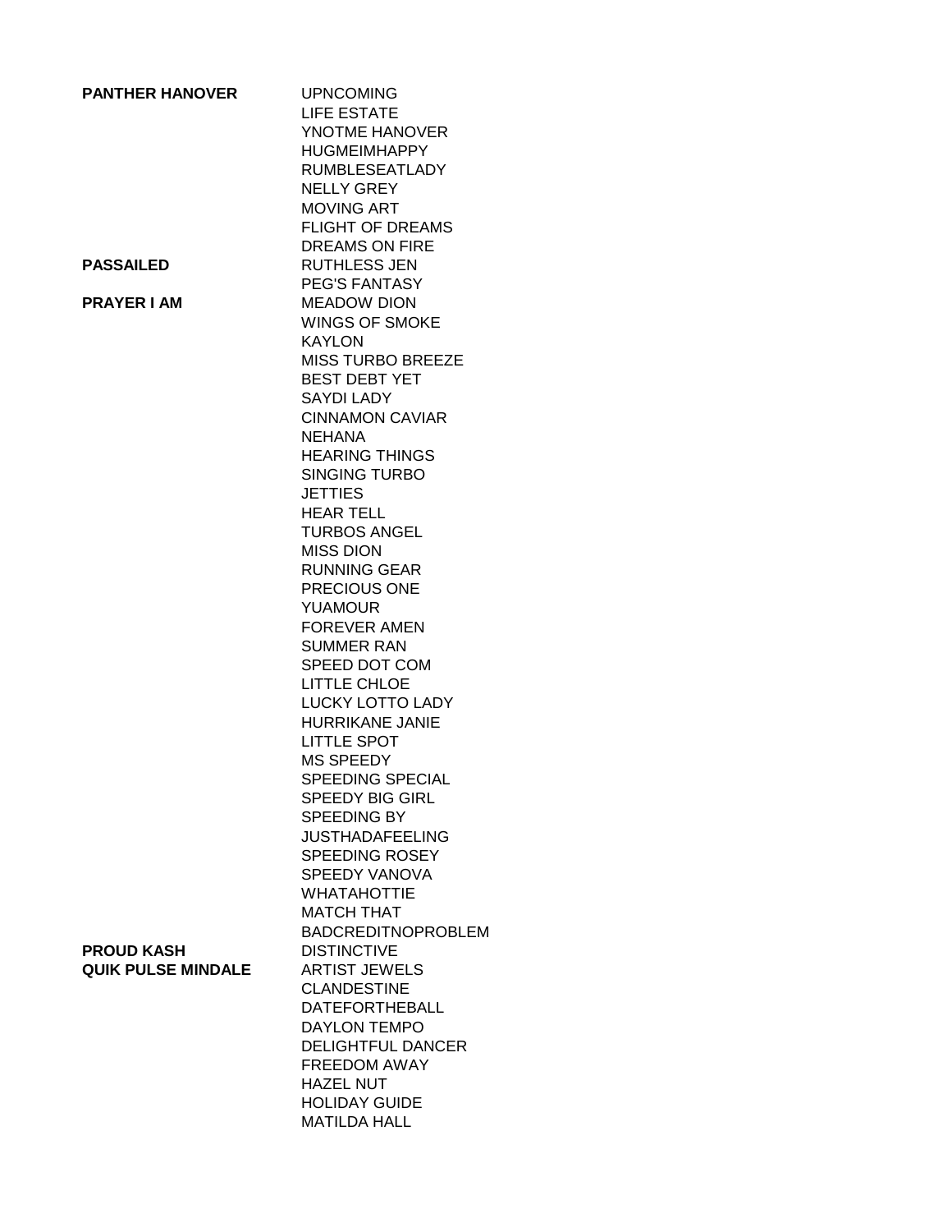| | |
|---|---|
| **PANTHER HANOVER** | UPNCOMING |
| | LIFE ESTATE |
| | YNOTME HANOVER |
| | HUGMEIMHAPPY |
| | RUMBLESEATLADY |
| | NELLY GREY |
| | MOVING ART |
| | FLIGHT OF DREAMS |
| | DREAMS ON FIRE |
| **PASSAILED** | RUTHLESS JEN |
| | PEG'S FANTASY |
| **PRAYER I AM** | MEADOW DION |
| | WINGS OF SMOKE |
| | KAYLON |
| | MISS TURBO BREEZE |
| | BEST DEBT YET |
| | SAYDI LADY |
| | CINNAMON CAVIAR |
| | NEHANA |
| | HEARING THINGS |
| | SINGING TURBO |
| | JETTIES |
| | HEAR TELL |
| | TURBOS ANGEL |
| | MISS DION |
| | RUNNING GEAR |
| | PRECIOUS ONE |
| | YUAMOUR |
| | FOREVER AMEN |
| | SUMMER RAN |
| | SPEED DOT COM |
| | LITTLE CHLOE |
| | LUCKY LOTTO LADY |
| | HURRIKANE JANIE |
| | LITTLE SPOT |
| | MS SPEEDY |
| | SPEEDING SPECIAL |
| | SPEEDY BIG GIRL |
| | SPEEDING BY |
| | JUSTHADAFEELING |
| | SPEEDING ROSEY |
| | SPEEDY VANOVA |
| | WHATAHOTTIE |
| | MATCH THAT |
| | BADCREDITNOPROBLEM |
| **PROUD KASH** | DISTINCTIVE |
| **QUIK PULSE MINDALE** | ARTIST JEWELS |
| | CLANDESTINE |
| | DATEFORTHEBALL |
| | DAYLON TEMPO |
| | DELIGHTFUL DANCER |
| | FREEDOM AWAY |
| | HAZEL NUT |
| | HOLIDAY GUIDE |
| | MATILDA HALL |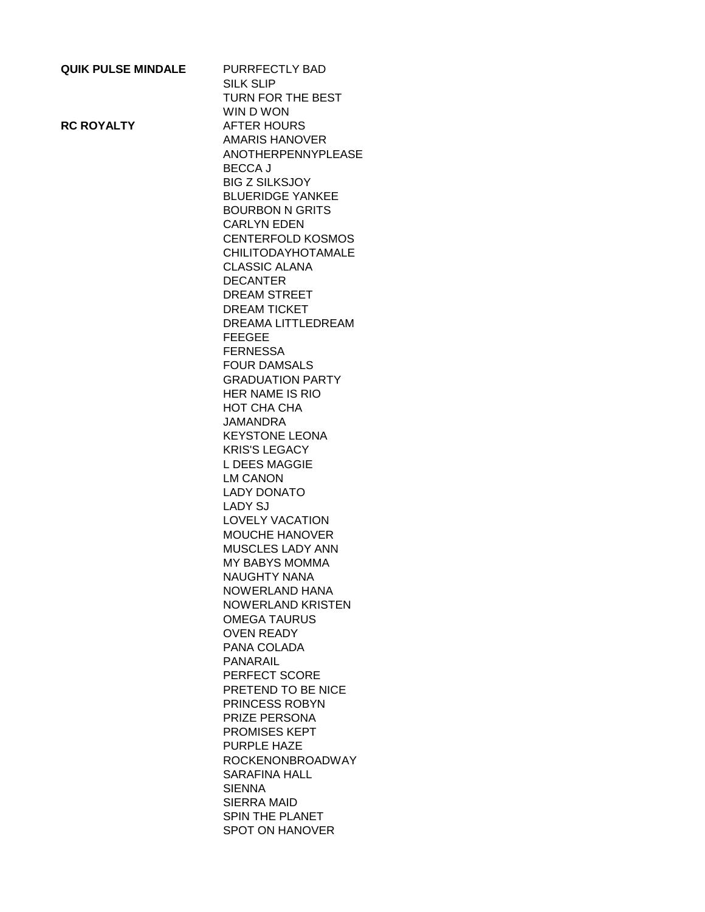| | |
|---|---|
| **QUIK PULSE MINDALE** | PURRFECTLY BAD |
| | SILK SLIP |
| | TURN FOR THE BEST |
| | WIN D WON |
| **RC ROYALTY** | AFTER HOURS |
| | AMARIS HANOVER |
| | ANOTHERPENNYPLEASE |
| | BECCA J |
| | BIG Z SILKSJOY |
| | BLUERIDGE YANKEE |
| | BOURBON N GRITS |
| | CARLYN EDEN |
| | CENTERFOLD KOSMOS |
| | CHILITODAYHOTAMALE |
| | CLASSIC ALANA |
| | DECANTER |
| | DREAM STREET |
| | DREAM TICKET |
| | DREAMA LITTLEDREAM |
| | FEEGEE |
| | FERNESSA |
| | FOUR DAMSALS |
| | GRADUATION PARTY |
| | HER NAME IS RIO |
| | HOT CHA CHA |
| | JAMANDRA |
| | KEYSTONE LEONA |
| | KRIS'S LEGACY |
| | L DEES MAGGIE |
| | LM CANON |
| | LADY DONATO |
| | LADY SJ |
| | LOVELY VACATION |
| | MOUCHE HANOVER |
| | MUSCLES LADY ANN |
| | MY BABYS MOMMA |
| | NAUGHTY NANA |
| | NOWERLAND HANA |
| | NOWERLAND KRISTEN |
| | OMEGA TAURUS |
| | OVEN READY |
| | PANA COLADA |
| | PANARAIL |
| | PERFECT SCORE |
| | PRETEND TO BE NICE |
| | PRINCESS ROBYN |
| | PRIZE PERSONA |
| | PROMISES KEPT |
| | PURPLE HAZE |
| | ROCKENONBROADWAY |
| | SARAFINA HALL |
| | SIENNA |
| | SIERRA MAID |
| | SPIN THE PLANET |
| | SPOT ON HANOVER |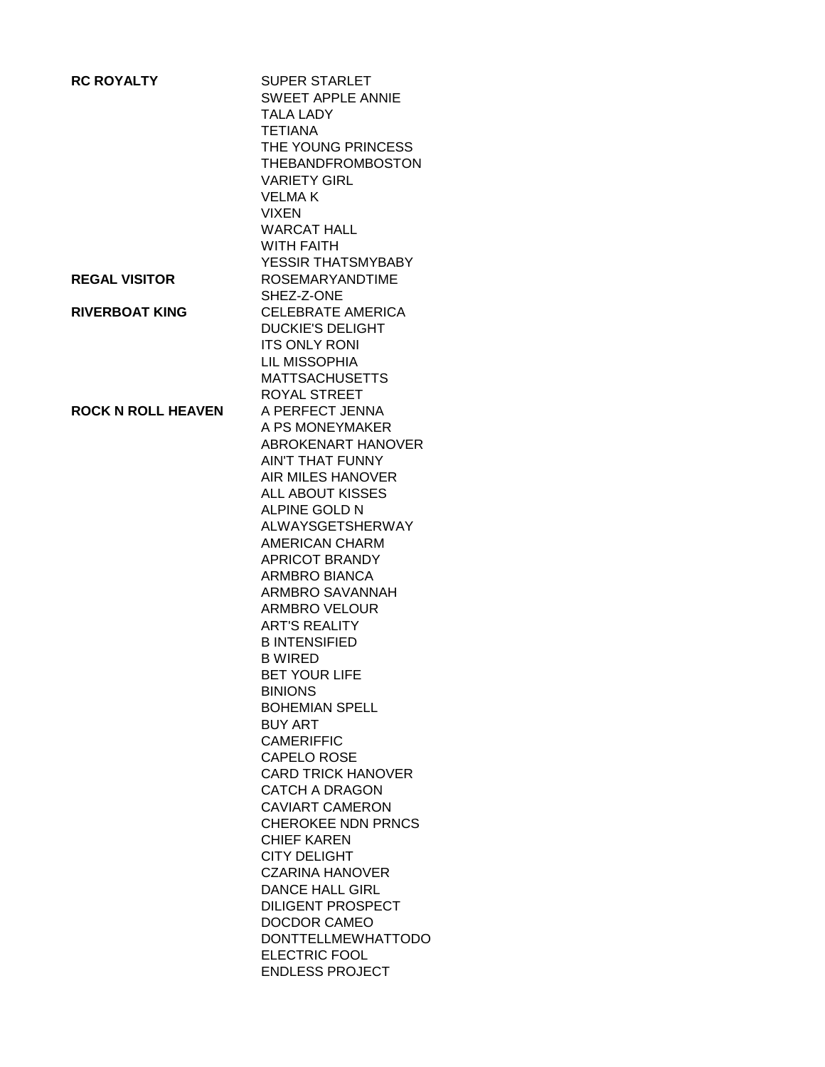| | |
|---|---|
| **RC ROYALTY** | SUPER STARLET |
| | SWEET APPLE ANNIE |
| | TALA LADY |
| | TETIANA |
| | THE YOUNG PRINCESS |
| | THEBANDFROMBOSTON |
| | VARIETY GIRL |
| | VELMA K |
| | VIXEN |
| | WARCAT HALL |
| | WITH FAITH |
| | YESSIR THATSMYBABY |
| **REGAL VISITOR** | ROSEMARYANDTIME |
| | SHEZ-Z-ONE |
| **RIVERBOAT KING** | CELEBRATE AMERICA |
| | DUCKIE'S DELIGHT |
| | ITS ONLY RONI |
| | LIL MISSOPHIA |
| | MATTSACHUSETTS |
| | ROYAL STREET |
| **ROCK N ROLL HEAVEN** | A PERFECT JENNA |
| | A PS MONEYMAKER |
| | ABROKENART HANOVER |
| | AIN'T THAT FUNNY |
| | AIR MILES HANOVER |
| | ALL ABOUT KISSES |
| | ALPINE GOLD N |
| | ALWAYSGETSHERWAY |
| | AMERICAN CHARM |
| | APRICOT BRANDY |
| | ARMBRO BIANCA |
| | ARMBRO SAVANNAH |
| | ARMBRO VELOUR |
| | ART'S REALITY |
| | B INTENSIFIED |
| | B WIRED |
| | BET YOUR LIFE |
| | BINIONS |
| | BOHEMIAN SPELL |
| | BUY ART |
| | CAMERIFFIC |
| | CAPELO ROSE |
| | CARD TRICK HANOVER |
| | CATCH A DRAGON |
| | CAVIART CAMERON |
| | CHEROKEE NDN PRNCS |
| | CHIEF KAREN |
| | CITY DELIGHT |
| | CZARINA HANOVER |
| | DANCE HALL GIRL |
| | DILIGENT PROSPECT |
| | DOCDOR CAMEO |
| | DONTTELLMEWHATTODO |
| | ELECTRIC FOOL |
| | ENDLESS PROJECT |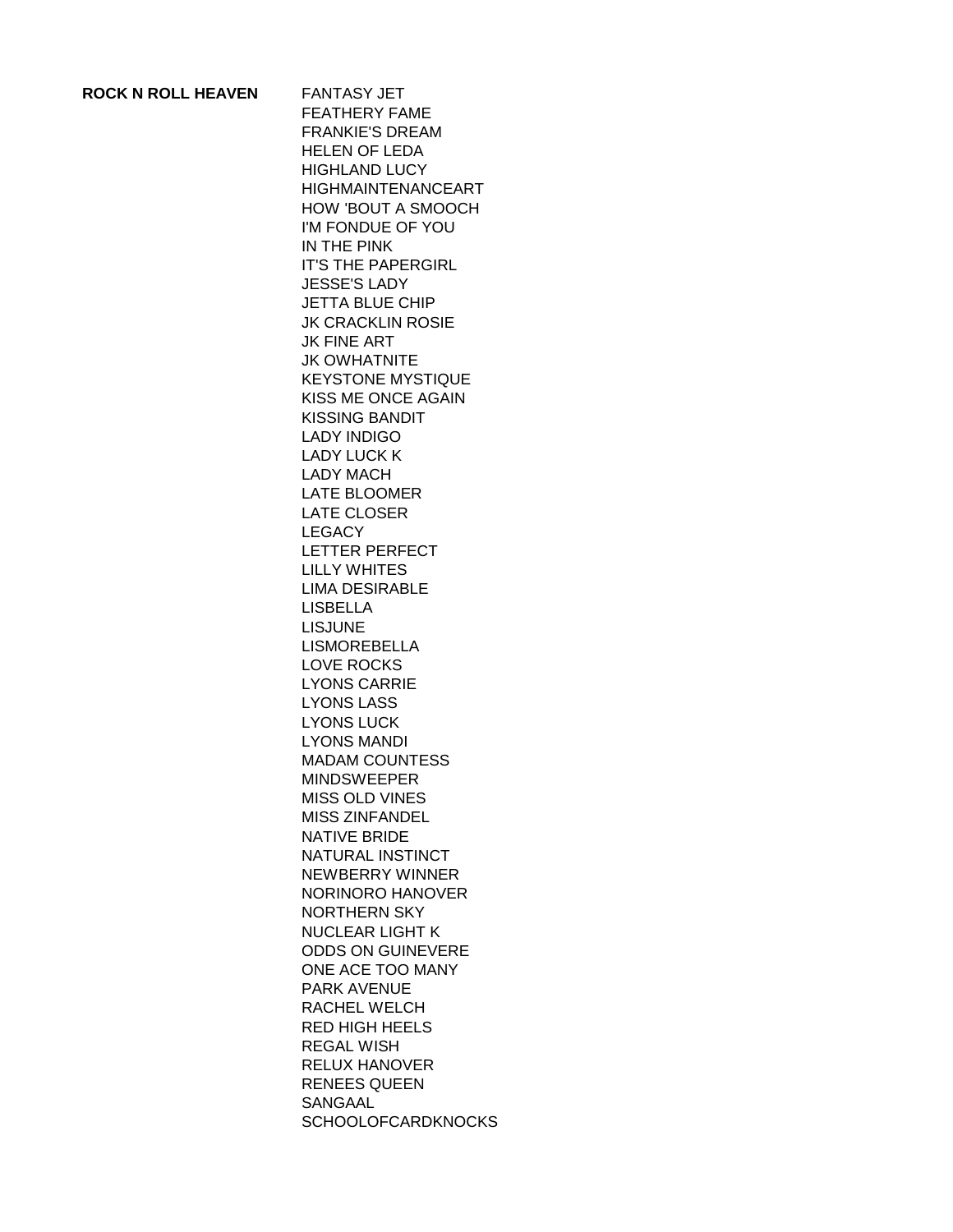| **ROCK N ROLL HEAVEN** | FANTASY JET |
| --- | --- |
| | FEATHERY FAME |
| | FRANKIE'S DREAM |
| | HELEN OF LEDA |
| | HIGHLAND LUCY |
| | HIGHMAINTENANCEART |
| | HOW 'BOUT A SMOOCH |
| | I'M FONDUE OF YOU |
| | IN THE PINK |
| | IT'S THE PAPERGIRL |
| | JESSE'S LADY |
| | JETTA BLUE CHIP |
| | JK CRACKLIN ROSIE |
| | JK FINE ART |
| | JK OWHATNITE |
| | KEYSTONE MYSTIQUE |
| | KISS ME ONCE AGAIN |
| | KISSING BANDIT |
| | LADY INDIGO |
| | LADY LUCK K |
| | LADY MACH |
| | LATE BLOOMER |
| | LATE CLOSER |
| | LEGACY |
| | LETTER PERFECT |
| | LILLY WHITES |
| | LIMA DESIRABLE |
| | LISBELLA |
| | LISJUNE |
| | LISMOREBELLA |
| | LOVE ROCKS |
| | LYONS CARRIE |
| | LYONS LASS |
| | LYONS LUCK |
| | LYONS MANDI |
| | MADAM COUNTESS |
| | MINDSWEEPER |
| | MISS OLD VINES |
| | MISS ZINFANDEL |
| | NATIVE BRIDE |
| | NATURAL INSTINCT |
| | NEWBERRY WINNER |
| | NORINORO HANOVER |
| | NORTHERN SKY |
| | NUCLEAR LIGHT K |
| | ODDS ON GUINEVERE |
| | ONE ACE TOO MANY |
| | PARK AVENUE |
| | RACHEL WELCH |
| | RED HIGH HEELS |
| | REGAL WISH |
| | RELUX HANOVER |
| | RENEES QUEEN |
| | SANGAAL |
| | SCHOOLOFCARDKNOCKS |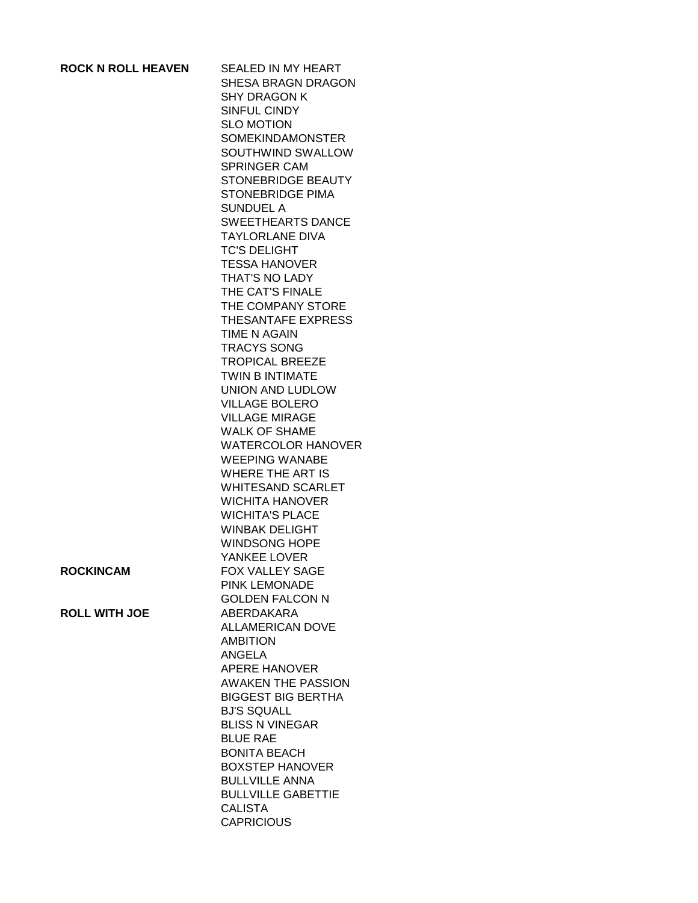| | |
|---|---|
| **ROCK N ROLL HEAVEN** | SEALED IN MY HEART |
| | SHESA BRAGN DRAGON |
| | SHY DRAGON K |
| | SINFUL CINDY |
| | SLO MOTION |
| | SOMEKINDAMONSTER |
| | SOUTHWIND SWALLOW |
| | SPRINGER CAM |
| | STONEBRIDGE BEAUTY |
| | STONEBRIDGE PIMA |
| | SUNDUEL A |
| | SWEETHEARTS DANCE |
| | TAYLORLANE DIVA |
| | TC'S DELIGHT |
| | TESSA HANOVER |
| | THAT'S NO LADY |
| | THE CAT'S FINALE |
| | THE COMPANY STORE |
| | THESANTAFE EXPRESS |
| | TIME N AGAIN |
| | TRACYS SONG |
| | TROPICAL BREEZE |
| | TWIN B INTIMATE |
| | UNION AND LUDLOW |
| | VILLAGE BOLERO |
| | VILLAGE MIRAGE |
| | WALK OF SHAME |
| | WATERCOLOR HANOVER |
| | WEEPING WANABE |
| | WHERE THE ART IS |
| | WHITESAND SCARLET |
| | WICHITA HANOVER |
| | WICHITA'S PLACE |
| | WINBAK DELIGHT |
| | WINDSONG HOPE |
| | YANKEE LOVER |
| **ROCKINCAM** | FOX VALLEY SAGE |
| | PINK LEMONADE |
| | GOLDEN FALCON N |
| **ROLL WITH JOE** | ABERDAKARA |
| | ALLAMERICAN DOVE |
| | AMBITION |
| | ANGELA |
| | APERE HANOVER |
| | AWAKEN THE PASSION |
| | BIGGEST BIG BERTHA |
| | BJ'S SQUALL |
| | BLISS N VINEGAR |
| | BLUE RAE |
| | BONITA BEACH |
| | BOXSTEP HANOVER |
| | BULLVILLE ANNA |
| | BULLVILLE GABETTIE |
| | CALISTA |
| | CAPRICIOUS |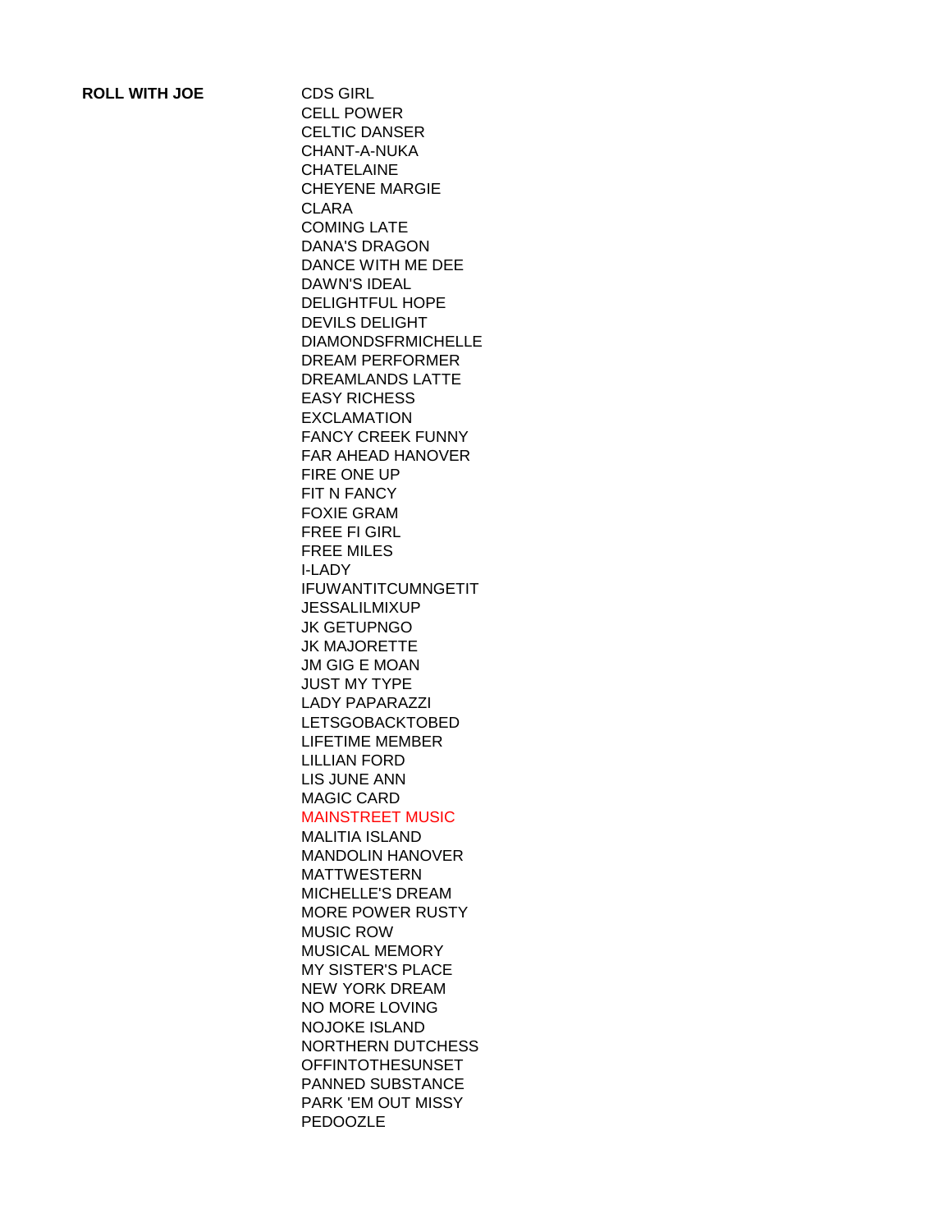**ROLL WITH JOE**

- CDS GIRL
- CELL POWER
- CELTIC DANSER
- CHANT-A-NUKA
- CHATELAINE
- CHEYENE MARGIE
- CLARA
- COMING LATE
- DANA'S DRAGON
- DANCE WITH ME DEE
- DAWN'S IDEAL
- DELIGHTFUL HOPE
- DEVILS DELIGHT
- DIAMONDSFRMICHELLE
- DREAM PERFORMER
- DREAMLANDS LATTE
- EASY RICHESS
- EXCLAMATION
- FANCY CREEK FUNNY
- FAR AHEAD HANOVER
- FIRE ONE UP
- FIT N FANCY
- FOXIE GRAM
- FREE FI GIRL
- FREE MILES
- I-LADY
- IFUWANTITCUMNGETIT
- JESSALILMIXUP
- JK GETUPNGO
- JK MAJORETTE
- JM GIG E MOAN
- JUST MY TYPE
- LADY PAPARAZZI
- LETSGOBACKTOBED
- LIFETIME MEMBER
- LILLIAN FORD
- LIS JUNE ANN
- MAGIC CARD
- MAINSTREET MUSIC
- MALITIA ISLAND
- MANDOLIN HANOVER
- MATTWESTERN
- MICHELLE'S DREAM
- MORE POWER RUSTY
- MUSIC ROW
- MUSICAL MEMORY
- MY SISTER'S PLACE
- NEW YORK DREAM
- NO MORE LOVING
- NOJOKE ISLAND
- NORTHERN DUTCHESS
- OFFINTOTHESUNSET
- PANNED SUBSTANCE
- PARK 'EM OUT MISSY
- PEDOOZLE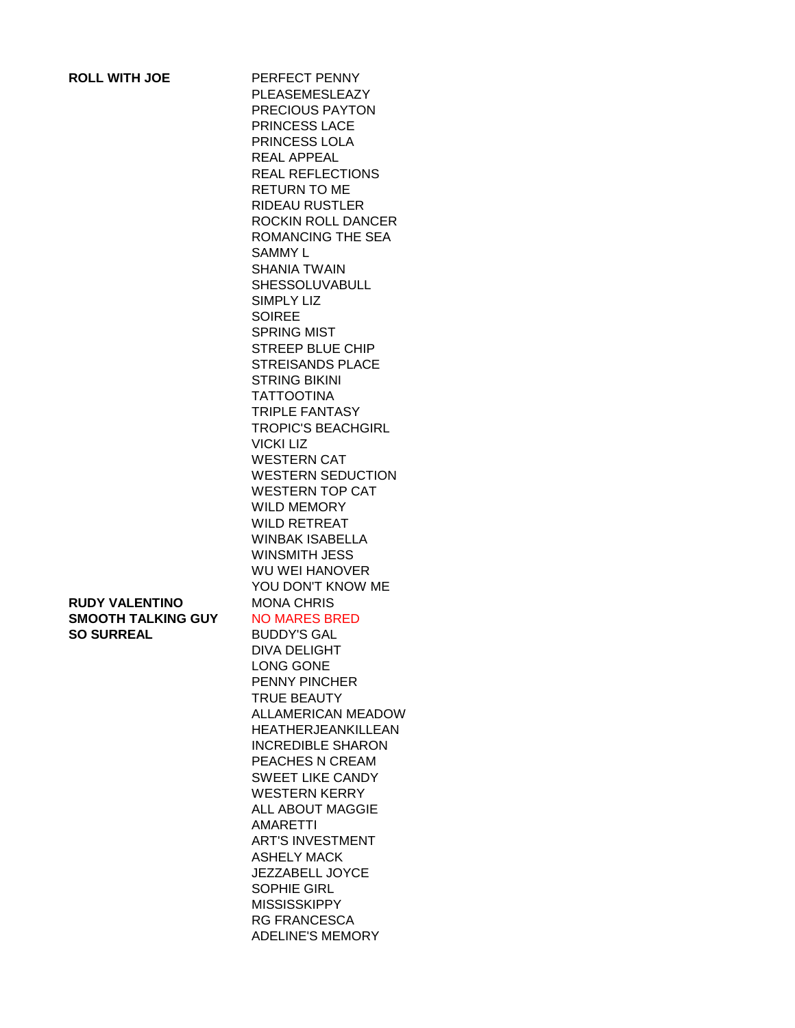| | |
|---|---|
| **ROLL WITH JOE** | PERFECT PENNY |
| | PLEASEMESLEAZY |
| | PRECIOUS PAYTON |
| | PRINCESS LACE |
| | PRINCESS LOLA |
| | REAL APPEAL |
| | REAL REFLECTIONS |
| | RETURN TO ME |
| | RIDEAU RUSTLER |
| | ROCKIN ROLL DANCER |
| | ROMANCING THE SEA |
| | SAMMY L |
| | SHANIA TWAIN |
| | SHESSOLUVABULL |
| | SIMPLY LIZ |
| | SOIREE |
| | SPRING MIST |
| | STREEP BLUE CHIP |
| | STREISANDS PLACE |
| | STRING BIKINI |
| | TATTOOTINA |
| | TRIPLE FANTASY |
| | TROPIC'S BEACHGIRL |
| | VICKI LIZ |
| | WESTERN CAT |
| | WESTERN SEDUCTION |
| | WESTERN TOP CAT |
| | WILD MEMORY |
| | WILD RETREAT |
| | WINBAK ISABELLA |
| | WINSMITH JESS |
| | WU WEI HANOVER |
| | YOU DON'T KNOW ME |
| **RUDY VALENTINO** | MONA CHRIS |
| **SMOOTH TALKING GUY** | NO MARES BRED |
| **SO SURREAL** | BUDDY'S GAL |
| | DIVA DELIGHT |
| | LONG GONE |
| | PENNY PINCHER |
| | TRUE BEAUTY |
| | ALLAMERICAN MEADOW |
| | HEATHERJEANKILLEAN |
| | INCREDIBLE SHARON |
| | PEACHES N CREAM |
| | SWEET LIKE CANDY |
| | WESTERN KERRY |
| | ALL ABOUT MAGGIE |
| | AMARETTI |
| | ART'S INVESTMENT |
| | ASHELY MACK |
| | JEZZABELL JOYCE |
| | SOPHIE GIRL |
| | MISSISSKIPPY |
| | RG FRANCESCA |
| | ADELINE'S MEMORY |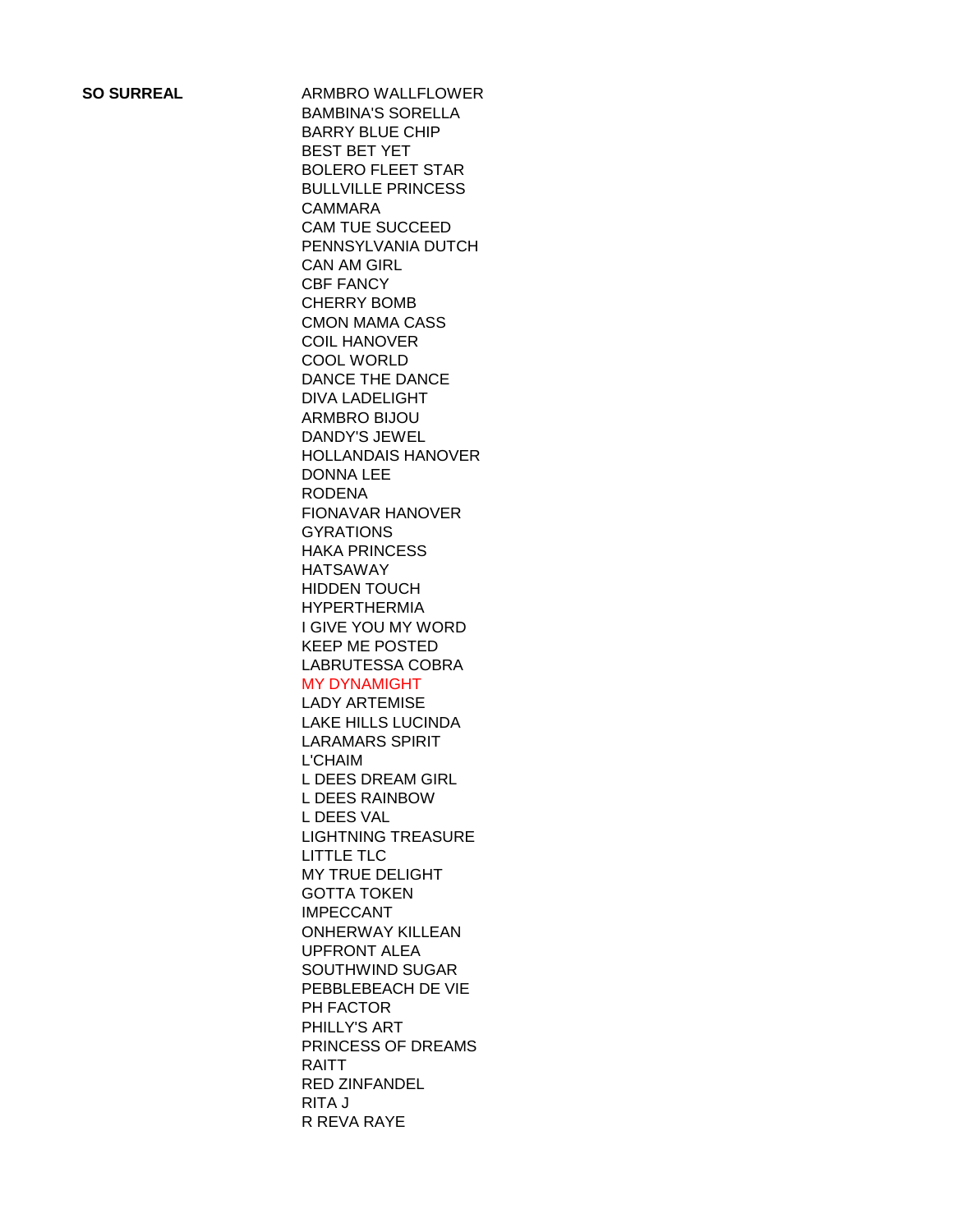| **SO SURREAL** | ARMBRO WALLFLOWER |
|---|---|
| | BAMBINA'S SORELLA |
| | BARRY BLUE CHIP |
| | BEST BET YET |
| | BOLERO FLEET STAR |
| | BULLVILLE PRINCESS |
| | CAMMARA |
| | CAM TUE SUCCEED |
| | PENNSYLVANIA DUTCH |
| | CAN AM GIRL |
| | CBF FANCY |
| | CHERRY BOMB |
| | CMON MAMA CASS |
| | COIL HANOVER |
| | COOL WORLD |
| | DANCE THE DANCE |
| | DIVA LADELIGHT |
| | ARMBRO BIJOU |
| | DANDY'S JEWEL |
| | HOLLANDAIS HANOVER |
| | DONNA LEE |
| | RODENA |
| | FIONAVAR HANOVER |
| | GYRATIONS |
| | HAKA PRINCESS |
| | HATSAWAY |
| | HIDDEN TOUCH |
| | HYPERTHERMIA |
| | I GIVE YOU MY WORD |
| | KEEP ME POSTED |
| | LABRUTESSA COBRA |
| | MY DYNAMIGHT |
| | LADY ARTEMISE |
| | LAKE HILLS LUCINDA |
| | LARAMARS SPIRIT |
| | L'CHAIM |
| | L DEES DREAM GIRL |
| | L DEES RAINBOW |
| | L DEES VAL |
| | LIGHTNING TREASURE |
| | LITTLE TLC |
| | MY TRUE DELIGHT |
| | GOTTA TOKEN |
| | IMPECCANT |
| | ONHERWAY KILLEAN |
| | UPFRONT ALEA |
| | SOUTHWIND SUGAR |
| | PEBBLEBEACH DE VIE |
| | PH FACTOR |
| | PHILLY'S ART |
| | PRINCESS OF DREAMS |
| | RAITT |
| | RED ZINFANDEL |
| | RITA J |
| | R REVA RAYE |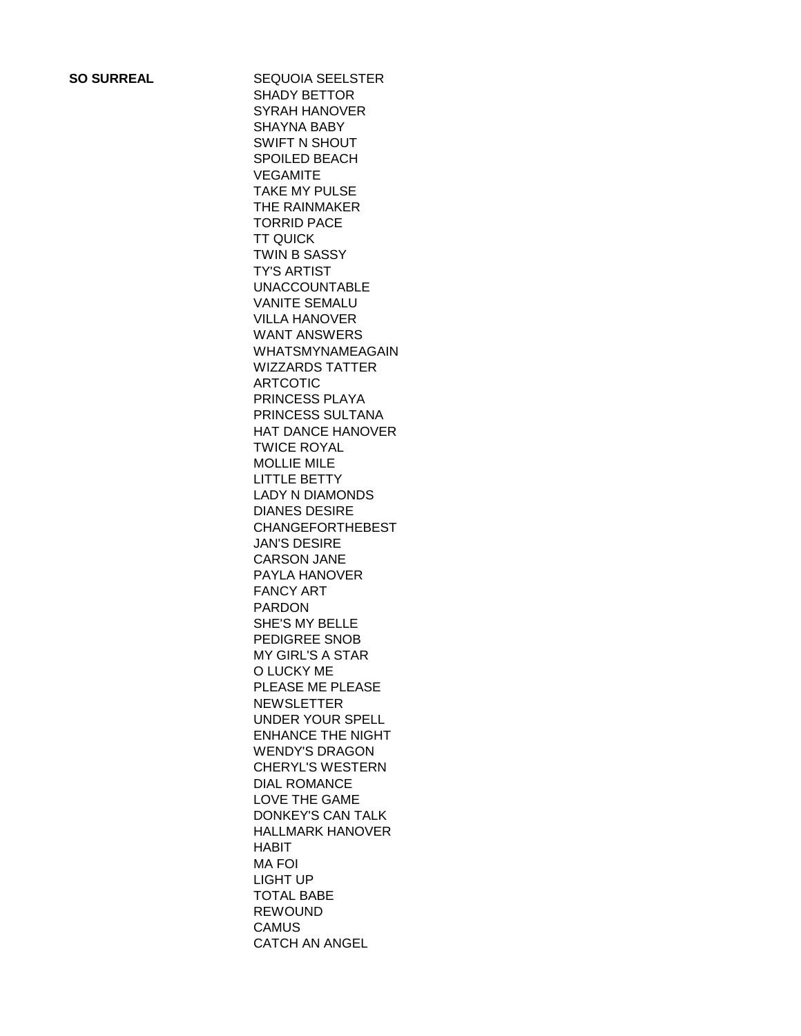**SO SURREAL**

SEQUOIA SEELSTER
SHADY BETTOR
SYRAH HANOVER
SHAYNA BABY
SWIFT N SHOUT
SPOILED BEACH
VEGAMITE
TAKE MY PULSE
THE RAINMAKER
TORRID PACE
TT QUICK
TWIN B SASSY
TY'S ARTIST
UNACCOUNTABLE
VANITE SEMALU
VILLA HANOVER
WANT ANSWERS
WHATSMYNAMEAGAIN
WIZZARDS TATTER
ARTCOTIC
PRINCESS PLAYA
PRINCESS SULTANA
HAT DANCE HANOVER
TWICE ROYAL
MOLLIE MILE
LITTLE BETTY
LADY N DIAMONDS
DIANES DESIRE
CHANGEFORTHEBEST
JAN'S DESIRE
CARSON JANE
PAYLA HANOVER
FANCY ART
PARDON
SHE'S MY BELLE
PEDIGREE SNOB
MY GIRL'S A STAR
O LUCKY ME
PLEASE ME PLEASE
NEWSLETTER
UNDER YOUR SPELL
ENHANCE THE NIGHT
WENDY'S DRAGON
CHERYL'S WESTERN
DIAL ROMANCE
LOVE THE GAME
DONKEY'S CAN TALK
HALLMARK HANOVER
HABIT
MA FOI
LIGHT UP
TOTAL BABE
REWOUND
CAMUS
CATCH AN ANGEL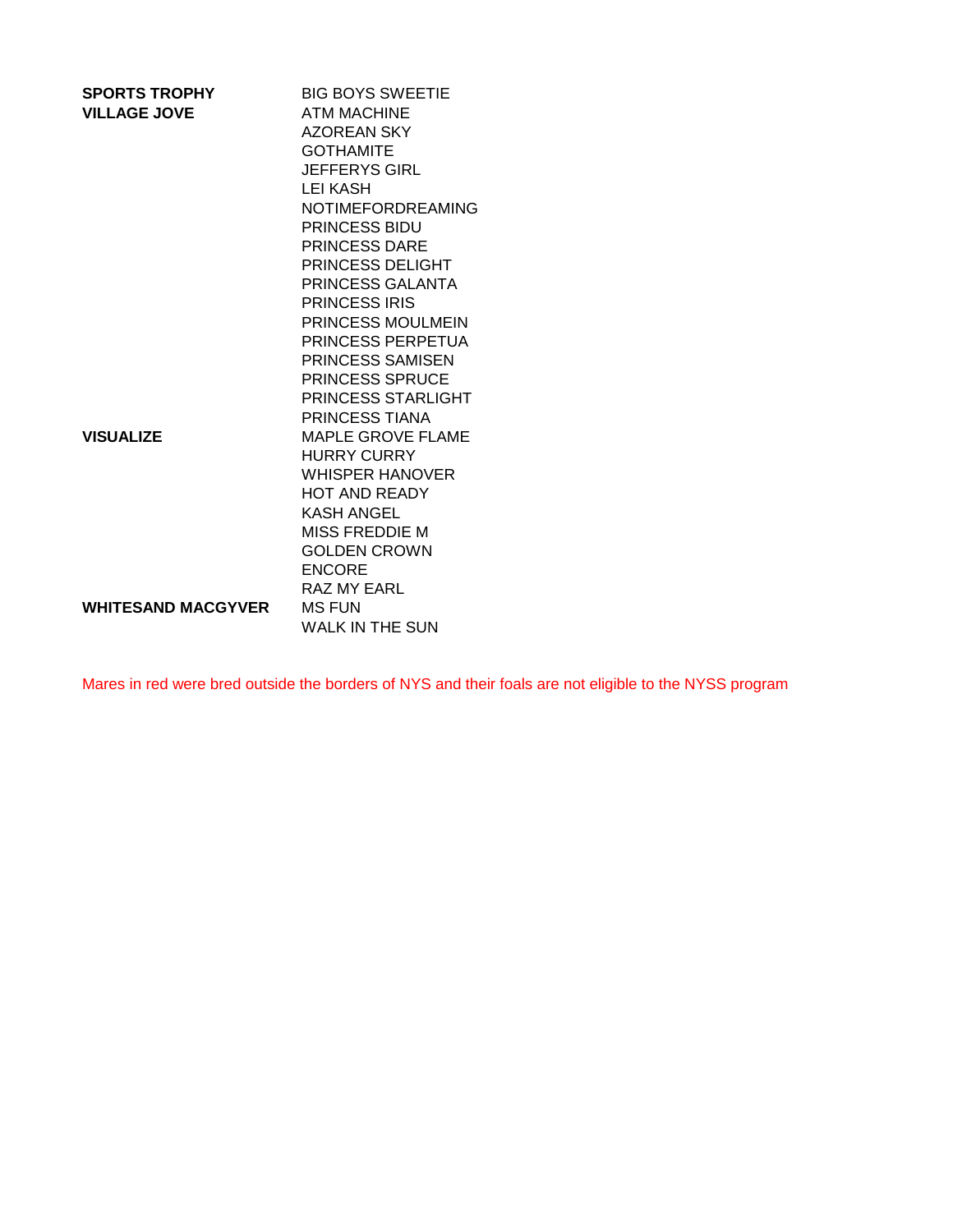| | |
|---|---|
| **SPORTS TROPHY** | BIG BOYS SWEETIE |
| **VILLAGE JOVE** | ATM MACHINE |
| | AZOREAN SKY |
| | GOTHAMITE |
| | JEFFERYS GIRL |
| | LEI KASH |
| | NOTIMEFORDREAMING |
| | PRINCESS BIDU |
| | PRINCESS DARE |
| | PRINCESS DELIGHT |
| | PRINCESS GALANTA |
| | PRINCESS IRIS |
| | PRINCESS MOULMEIN |
| | PRINCESS PERPETUA |
| | PRINCESS SAMISEN |
| | PRINCESS SPRUCE |
| | PRINCESS STARLIGHT |
| | PRINCESS TIANA |
| **VISUALIZE** | MAPLE GROVE FLAME |
| | HURRY CURRY |
| | WHISPER HANOVER |
| | HOT AND READY |
| | KASH ANGEL |
| | MISS FREDDIE M |
| | GOLDEN CROWN |
| | ENCORE |
| | RAZ MY EARL |
| **WHITESAND MACGYVER** | MS FUN |
| | WALK IN THE SUN |

Mares in red were bred outside the borders of NYS and their foals are not eligible to the NYSS program